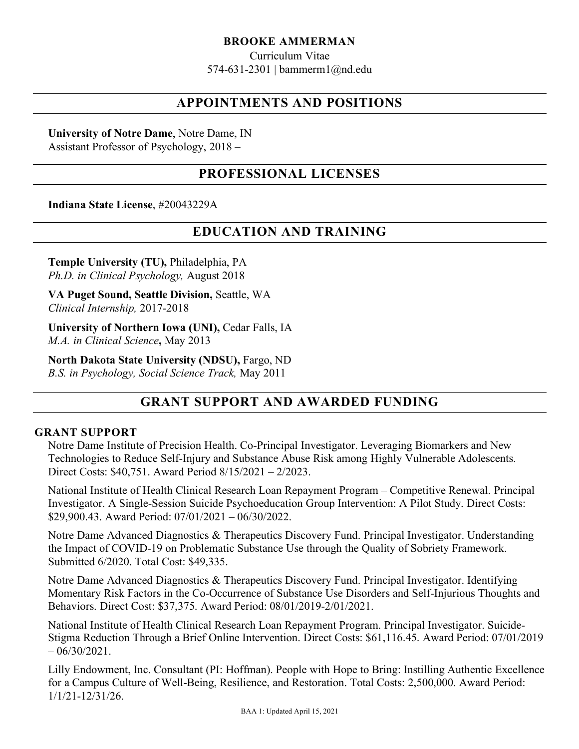# BROOKE AMMERMAN

Curriculum Vitae
574-631-2301 | bammerm1@nd.edu

## APPOINTMENTS AND POSITIONS

**University of Notre Dame**, Notre Dame, IN
Assistant Professor of Psychology, 2018 –

## PROFESSIONAL LICENSES

**Indiana State License**, #20043229A

## EDUCATION AND TRAINING

**Temple University (TU),** Philadelphia, PA
*Ph.D. in Clinical Psychology,* August 2018

**VA Puget Sound, Seattle Division,** Seattle, WA
*Clinical Internship,* 2017-2018

**University of Northern Iowa (UNI),** Cedar Falls, IA
*M.A. in Clinical Science***,** May 2013

**North Dakota State University (NDSU),** Fargo, ND
*B.S. in Psychology, Social Science Track,* May 2011

## GRANT SUPPORT AND AWARDED FUNDING

### GRANT SUPPORT

Notre Dame Institute of Precision Health. Co-Principal Investigator. Leveraging Biomarkers and New Technologies to Reduce Self-Injury and Substance Abuse Risk among Highly Vulnerable Adolescents. Direct Costs: $40,751. Award Period 8/15/2021 – 2/2023.

National Institute of Health Clinical Research Loan Repayment Program – Competitive Renewal. Principal Investigator. A Single-Session Suicide Psychoeducation Group Intervention: A Pilot Study. Direct Costs: $29,900.43. Award Period: 07/01/2021 – 06/30/2022.

Notre Dame Advanced Diagnostics & Therapeutics Discovery Fund. Principal Investigator. Understanding the Impact of COVID-19 on Problematic Substance Use through the Quality of Sobriety Framework. Submitted 6/2020. Total Cost: $49,335.

Notre Dame Advanced Diagnostics & Therapeutics Discovery Fund. Principal Investigator. Identifying Momentary Risk Factors in the Co-Occurrence of Substance Use Disorders and Self-Injurious Thoughts and Behaviors. Direct Cost: $37,375. Award Period: 08/01/2019-2/01/2021.

National Institute of Health Clinical Research Loan Repayment Program. Principal Investigator. Suicide-Stigma Reduction Through a Brief Online Intervention. Direct Costs: $61,116.45. Award Period: 07/01/2019 – 06/30/2021.

Lilly Endowment, Inc. Consultant (PI: Hoffman). People with Hope to Bring: Instilling Authentic Excellence for a Campus Culture of Well-Being, Resilience, and Restoration. Total Costs: 2,500,000. Award Period: 1/1/21-12/31/26.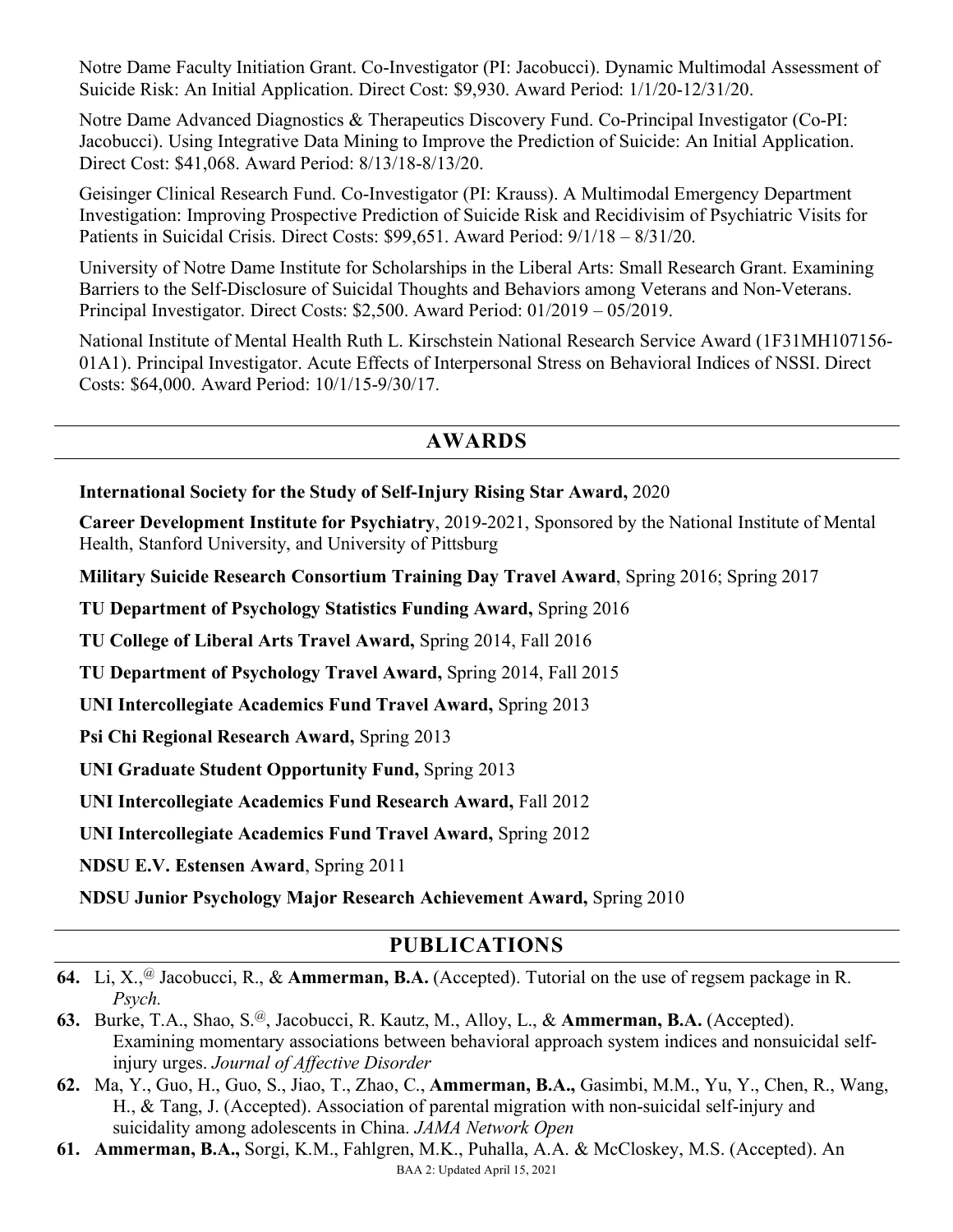Notre Dame Faculty Initiation Grant. Co-Investigator (PI: Jacobucci). Dynamic Multimodal Assessment of Suicide Risk: An Initial Application. Direct Cost: $9,930. Award Period: 1/1/20-12/31/20.

Notre Dame Advanced Diagnostics & Therapeutics Discovery Fund. Co-Principal Investigator (Co-PI: Jacobucci). Using Integrative Data Mining to Improve the Prediction of Suicide: An Initial Application. Direct Cost: $41,068. Award Period: 8/13/18-8/13/20.

Geisinger Clinical Research Fund. Co-Investigator (PI: Krauss). A Multimodal Emergency Department Investigation: Improving Prospective Prediction of Suicide Risk and Recidivisim of Psychiatric Visits for Patients in Suicidal Crisis. Direct Costs: $99,651. Award Period: 9/1/18 – 8/31/20.

University of Notre Dame Institute for Scholarships in the Liberal Arts: Small Research Grant. Examining Barriers to the Self-Disclosure of Suicidal Thoughts and Behaviors among Veterans and Non-Veterans. Principal Investigator. Direct Costs: $2,500. Award Period: 01/2019 – 05/2019.

National Institute of Mental Health Ruth L. Kirschstein National Research Service Award (1F31MH107156-01A1). Principal Investigator. Acute Effects of Interpersonal Stress on Behavioral Indices of NSSI. Direct Costs: $64,000. Award Period: 10/1/15-9/30/17.

## AWARDS

**International Society for the Study of Self-Injury Rising Star Award,** 2020

**Career Development Institute for Psychiatry**, 2019-2021, Sponsored by the National Institute of Mental Health, Stanford University, and University of Pittsburg

**Military Suicide Research Consortium Training Day Travel Award**, Spring 2016; Spring 2017

**TU Department of Psychology Statistics Funding Award,** Spring 2016

**TU College of Liberal Arts Travel Award,** Spring 2014, Fall 2016

**TU Department of Psychology Travel Award,** Spring 2014, Fall 2015

**UNI Intercollegiate Academics Fund Travel Award,** Spring 2013

**Psi Chi Regional Research Award,** Spring 2013

**UNI Graduate Student Opportunity Fund,** Spring 2013

**UNI Intercollegiate Academics Fund Research Award,** Fall 2012

**UNI Intercollegiate Academics Fund Travel Award,** Spring 2012

**NDSU E.V. Estensen Award**, Spring 2011

**NDSU Junior Psychology Major Research Achievement Award,** Spring 2010

## PUBLICATIONS

**64.** Li, X.,[@] Jacobucci, R., & **Ammerman, B.A.** (Accepted). Tutorial on the use of regsem package in R. *Psych.*

**63.** Burke, T.A., Shao, S.[@], Jacobucci, R. Kautz, M., Alloy, L., & **Ammerman, B.A.** (Accepted). Examining momentary associations between behavioral approach system indices and nonsuicidal self-injury urges. *Journal of Affective Disorder*

**62.** Ma, Y., Guo, H., Guo, S., Jiao, T., Zhao, C., **Ammerman, B.A.,** Gasimbi, M.M., Yu, Y., Chen, R., Wang, H., & Tang, J. (Accepted). Association of parental migration with non-suicidal self-injury and suicidality among adolescents in China. *JAMA Network Open*

**61.** **Ammerman, B.A.,** Sorgi, K.M., Fahlgren, M.K., Puhalla, A.A. & McCloskey, M.S. (Accepted). An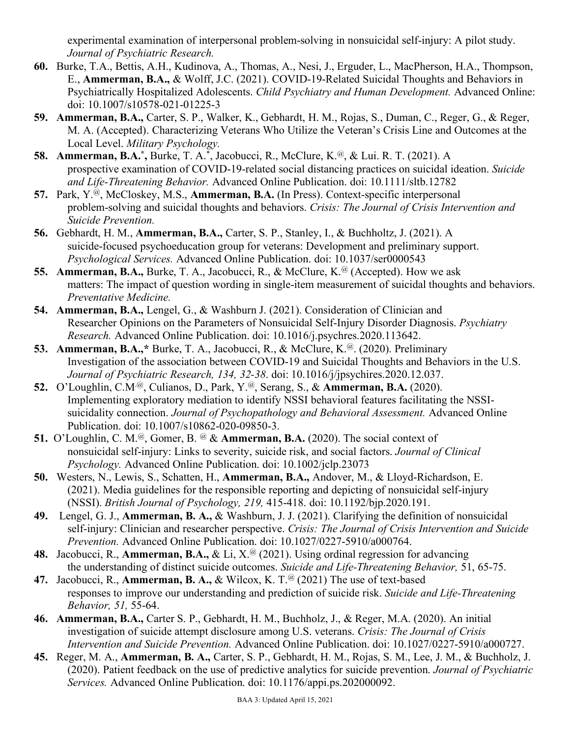experimental examination of interpersonal problem-solving in nonsuicidal self-injury: A pilot study. *Journal of Psychiatric Research.*

**60.** Burke, T.A., Bettis, A.H., Kudinova, A., Thomas, A., Nesi, J., Erguder, L., MacPherson, H.A., Thompson, E., **Ammerman, B.A.,** & Wolff, J.C. (2021). COVID-19-Related Suicidal Thoughts and Behaviors in Psychiatrically Hospitalized Adolescents. *Child Psychiatry and Human Development.* Advanced Online: doi: 10.1007/s10578-021-01225-3

**59.** **Ammerman, B.A.,** Carter, S. P., Walker, K., Gebhardt, H. M., Rojas, S., Duman, C., Reger, G., & Reger, M. A. (Accepted). Characterizing Veterans Who Utilize the Veteran's Crisis Line and Outcomes at the Local Level. *Military Psychology.*

**58.** **Ammerman, B.A.*,** Burke, T. A.*, Jacobucci, R., McClure, K.@, & Lui. R. T. (2021). A prospective examination of COVID-19-related social distancing practices on suicidal ideation. *Suicide and Life-Threatening Behavior.* Advanced Online Publication. doi: 10.1111/sltb.12782

**57.** Park, Y.@, McCloskey, M.S., **Ammerman, B.A.** (In Press). Context-specific interpersonal problem-solving and suicidal thoughts and behaviors. *Crisis: The Journal of Crisis Intervention and Suicide Prevention.*

**56.** Gebhardt, H. M., **Ammerman, B.A.,** Carter, S. P., Stanley, I., & Buchholtz, J. (2021). A suicide-focused psychoeducation group for veterans: Development and preliminary support. *Psychological Services.* Advanced Online Publication. doi: 10.1037/ser0000543

**55.** **Ammerman, B.A.,** Burke, T. A., Jacobucci, R., & McClure, K.@ (Accepted). How we ask matters: The impact of question wording in single-item measurement of suicidal thoughts and behaviors. *Preventative Medicine.*

**54.** **Ammerman, B.A.,** Lengel, G., & Washburn J. (2021). Consideration of Clinician and Researcher Opinions on the Parameters of Nonsuicidal Self-Injury Disorder Diagnosis. *Psychiatry Research.* Advanced Online Publication. doi: 10.1016/j.psychres.2020.113642.

**53.** **Ammerman, B.A.,*** Burke, T. A., Jacobucci, R., & McClure, K.@. (2020). Preliminary Investigation of the association between COVID-19 and Suicidal Thoughts and Behaviors in the U.S. *Journal of Psychiatric Research, 134, 32-38*. doi: 10.1016/j/jpsychires.2020.12.037.

**52.** O'Loughlin, C.M.@, Culianos, D., Park, Y.@, Serang, S., & **Ammerman, B.A.** (2020). Implementing exploratory mediation to identify NSSI behavioral features facilitating the NSSI-suicidality connection. *Journal of Psychopathology and Behavioral Assessment.* Advanced Online Publication. doi: 10.1007/s10862-020-09850-3.

**51.** O'Loughlin, C. M.@, Gomer, B. @ & **Ammerman, B.A.** (2020). The social context of nonsuicidal self-injury: Links to severity, suicide risk, and social factors. *Journal of Clinical Psychology.* Advanced Online Publication. doi: 10.1002/jclp.23073

**50.** Westers, N., Lewis, S., Schatten, H., **Ammerman, B.A.,** Andover, M., & Lloyd-Richardson, E. (2021). Media guidelines for the responsible reporting and depicting of nonsuicidal self-injury (NSSI). *British Journal of Psychology, 219,* 415-418. doi: 10.1192/bjp.2020.191.

**49.** Lengel, G. J., **Ammerman, B. A.,** & Washburn, J. J. (2021). Clarifying the definition of nonsuicidal self-injury: Clinician and researcher perspective. *Crisis: The Journal of Crisis Intervention and Suicide Prevention.* Advanced Online Publication. doi: 10.1027/0227-5910/a000764.

**48.** Jacobucci, R., **Ammerman, B.A.,** & Li, X.@ (2021). Using ordinal regression for advancing the understanding of distinct suicide outcomes. *Suicide and Life-Threatening Behavior,* 51, 65-75.

**47.** Jacobucci, R., **Ammerman, B. A.,** & Wilcox, K. T.@ (2021) The use of text-based responses to improve our understanding and prediction of suicide risk. *Suicide and Life-Threatening Behavior, 51,* 55-64.

**46.** **Ammerman, B.A.,** Carter S. P., Gebhardt, H. M., Buchholz, J., & Reger, M.A. (2020). An initial investigation of suicide attempt disclosure among U.S. veterans. *Crisis: The Journal of Crisis Intervention and Suicide Prevention.* Advanced Online Publication. doi: 10.1027/0227-5910/a000727.

**45.** Reger, M. A., **Ammerman, B. A.,** Carter, S. P., Gebhardt, H. M., Rojas, S. M., Lee, J. M., & Buchholz, J. (2020). Patient feedback on the use of predictive analytics for suicide prevention. *Journal of Psychiatric Services.* Advanced Online Publication. doi: 10.1176/appi.ps.202000092.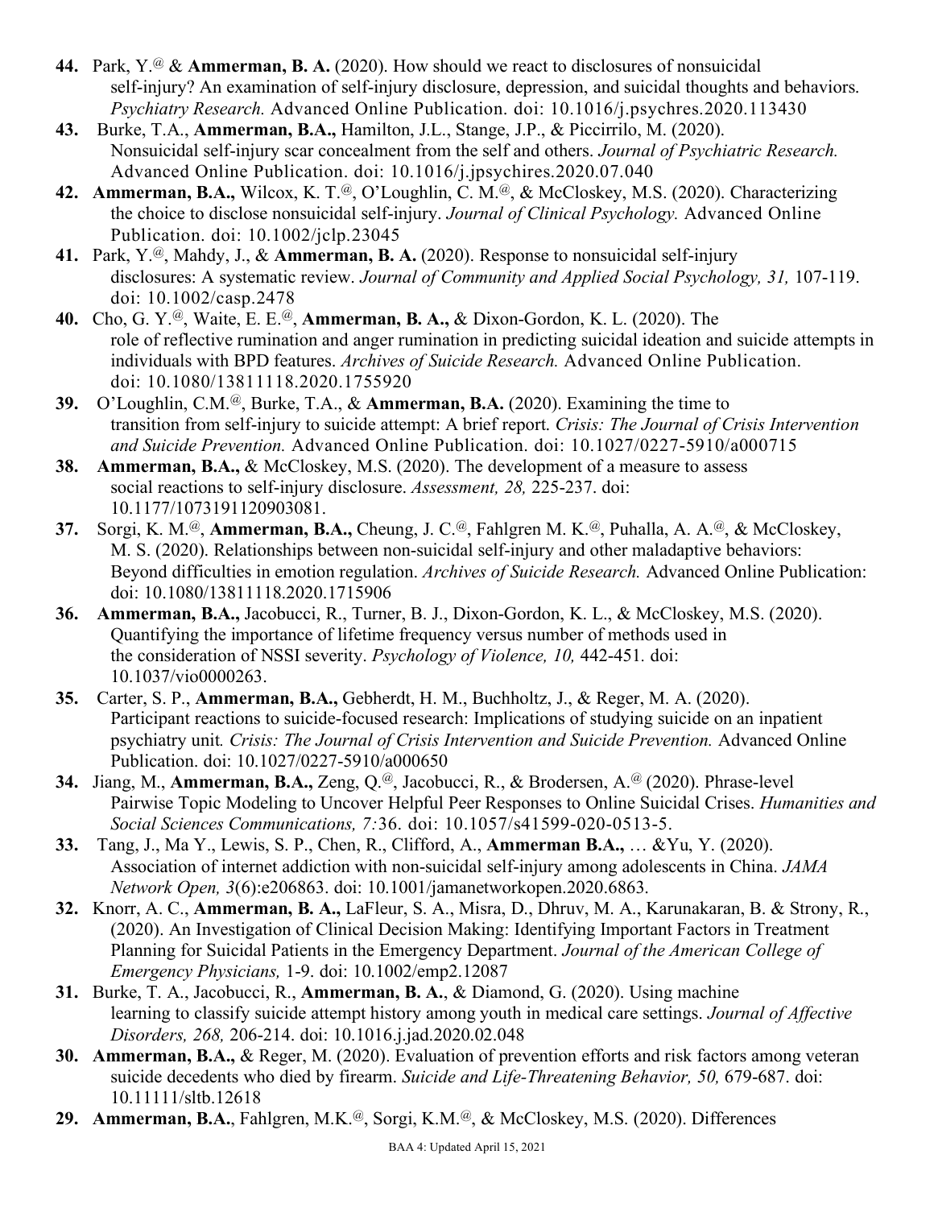**44.** Park, Y.[@] & **Ammerman, B. A.** (2020). How should we react to disclosures of nonsuicidal self-injury? An examination of self-injury disclosure, depression, and suicidal thoughts and behaviors. *Psychiatry Research.* Advanced Online Publication. doi: 10.1016/j.psychres.2020.113430

**43.** Burke, T.A., **Ammerman, B.A.,** Hamilton, J.L., Stange, J.P., & Piccirrilo, M. (2020). Nonsuicidal self-injury scar concealment from the self and others. *Journal of Psychiatric Research.* Advanced Online Publication. doi: 10.1016/j.jpsychires.2020.07.040

**42.** **Ammerman, B.A.,** Wilcox, K. T.[@], O'Loughlin, C. M.[@], & McCloskey, M.S. (2020). Characterizing the choice to disclose nonsuicidal self-injury. *Journal of Clinical Psychology.* Advanced Online Publication. doi: 10.1002/jclp.23045

**41.** Park, Y.[@], Mahdy, J., & **Ammerman, B. A.** (2020). Response to nonsuicidal self-injury disclosures: A systematic review. *Journal of Community and Applied Social Psychology, 31,* 107-119. doi: 10.1002/casp.2478

**40.** Cho, G. Y.[@], Waite, E. E.[@], **Ammerman, B. A.,** & Dixon-Gordon, K. L. (2020). The role of reflective rumination and anger rumination in predicting suicidal ideation and suicide attempts in individuals with BPD features. *Archives of Suicide Research.* Advanced Online Publication. doi: 10.1080/13811118.2020.1755920

**39.** O'Loughlin, C.M.[@], Burke, T.A., & **Ammerman, B.A.** (2020). Examining the time to transition from self-injury to suicide attempt: A brief report. *Crisis: The Journal of Crisis Intervention and Suicide Prevention.* Advanced Online Publication. doi: 10.1027/0227-5910/a000715

**38.** **Ammerman, B.A.,** & McCloskey, M.S. (2020). The development of a measure to assess social reactions to self-injury disclosure. *Assessment, 28,* 225-237. doi: 10.1177/1073191120903081.

**37.** Sorgi, K. M.[@], **Ammerman, B.A.,** Cheung, J. C.[@], Fahlgren M. K.[@], Puhalla, A. A.[@], & McCloskey, M. S. (2020). Relationships between non-suicidal self-injury and other maladaptive behaviors: Beyond difficulties in emotion regulation. *Archives of Suicide Research.* Advanced Online Publication: doi: 10.1080/13811118.2020.1715906

**36.** **Ammerman, B.A.,** Jacobucci, R., Turner, B. J., Dixon-Gordon, K. L., & McCloskey, M.S. (2020). Quantifying the importance of lifetime frequency versus number of methods used in the consideration of NSSI severity. *Psychology of Violence, 10,* 442-451*.* doi: 10.1037/vio0000263.

**35.** Carter, S. P., **Ammerman, B.A.,** Gebherdt, H. M., Buchholtz, J., & Reger, M. A. (2020). Participant reactions to suicide-focused research: Implications of studying suicide on an inpatient psychiatry unit*. Crisis: The Journal of Crisis Intervention and Suicide Prevention.* Advanced Online Publication. doi: 10.1027/0227-5910/a000650

**34.** Jiang, M., **Ammerman, B.A.,** Zeng, Q.[@], Jacobucci, R., & Brodersen, A.[@] (2020). Phrase-level Pairwise Topic Modeling to Uncover Helpful Peer Responses to Online Suicidal Crises. *Humanities and Social Sciences Communications, 7:*36. doi: 10.1057/s41599-020-0513-5.

**33.** Tang, J., Ma Y., Lewis, S. P., Chen, R., Clifford, A., **Ammerman B.A.,** … &Yu, Y. (2020). Association of internet addiction with non-suicidal self-injury among adolescents in China. *JAMA Network Open, 3*(6):e206863. doi: 10.1001/jamanetworkopen.2020.6863.

**32.** Knorr, A. C., **Ammerman, B. A.,** LaFleur, S. A., Misra, D., Dhruv, M. A., Karunakaran, B. & Strony, R., (2020). An Investigation of Clinical Decision Making: Identifying Important Factors in Treatment Planning for Suicidal Patients in the Emergency Department. *Journal of the American College of Emergency Physicians,* 1-9. doi: 10.1002/emp2.12087

**31.** Burke, T. A., Jacobucci, R., **Ammerman, B. A.**, & Diamond, G. (2020). Using machine learning to classify suicide attempt history among youth in medical care settings. *Journal of Affective Disorders, 268,* 206-214. doi: 10.1016.j.jad.2020.02.048

**30.** **Ammerman, B.A.,** & Reger, M. (2020). Evaluation of prevention efforts and risk factors among veteran suicide decedents who died by firearm. *Suicide and Life-Threatening Behavior, 50,* 679-687. doi: 10.11111/sltb.12618

**29.** **Ammerman, B.A.**, Fahlgren, M.K.[@], Sorgi, K.M.[@], & McCloskey, M.S. (2020). Differences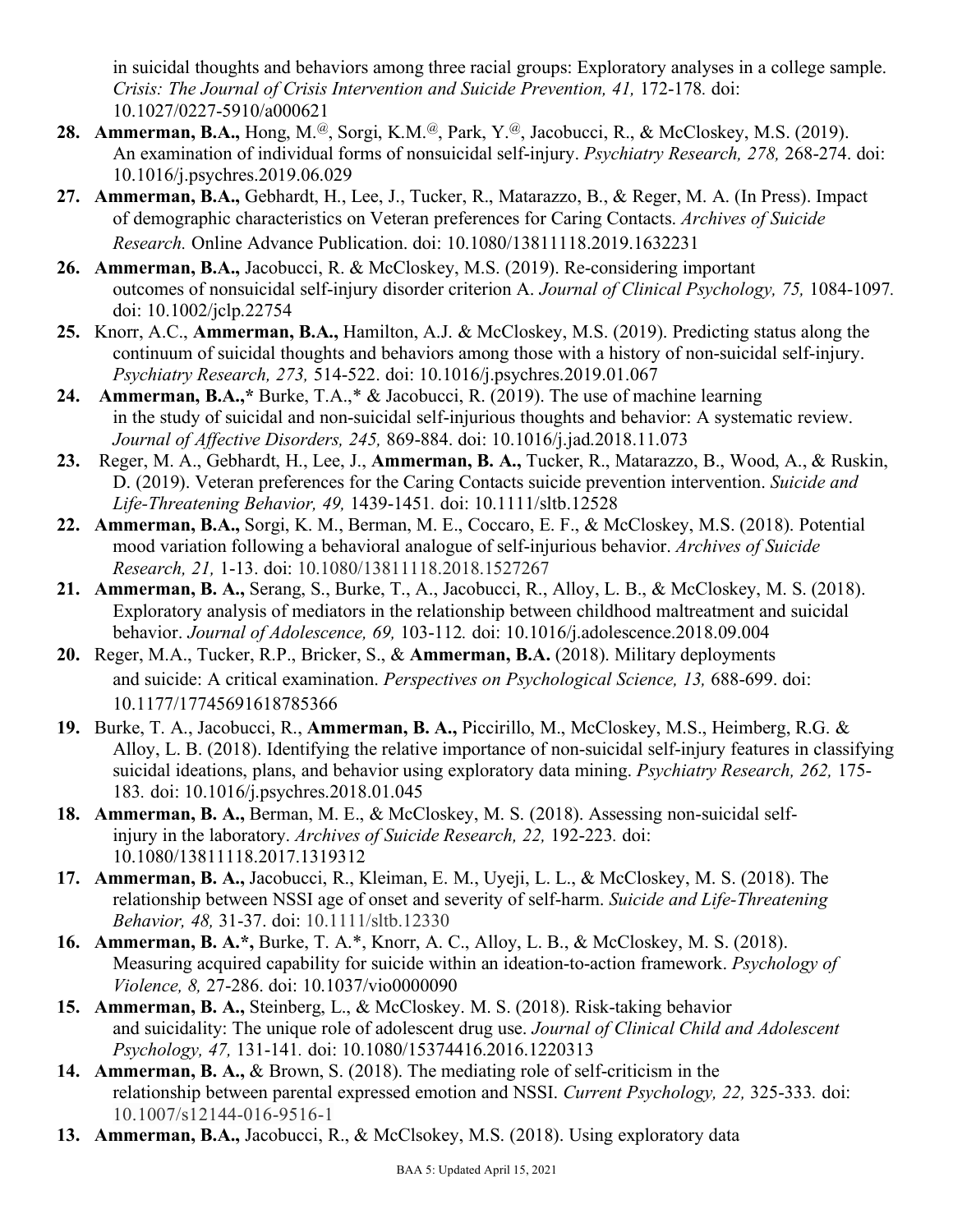in suicidal thoughts and behaviors among three racial groups: Exploratory analyses in a college sample. *Crisis: The Journal of Crisis Intervention and Suicide Prevention, 41,* 172-178. doi: 10.1027/0227-5910/a000621

28. **Ammerman, B.A.,** Hong, M.[@], Sorgi, K.M.[@], Park, Y.[@], Jacobucci, R., & McCloskey, M.S. (2019). An examination of individual forms of nonsuicidal self-injury. *Psychiatry Research, 278,* 268-274. doi: 10.1016/j.psychres.2019.06.029

27. **Ammerman, B.A.,** Gebhardt, H., Lee, J., Tucker, R., Matarazzo, B., & Reger, M. A. (In Press). Impact of demographic characteristics on Veteran preferences for Caring Contacts. *Archives of Suicide Research.* Online Advance Publication. doi: 10.1080/13811118.2019.1632231

26. **Ammerman, B.A.,** Jacobucci, R. & McCloskey, M.S. (2019). Re-considering important outcomes of nonsuicidal self-injury disorder criterion A. *Journal of Clinical Psychology, 75,* 1084-1097. doi: 10.1002/jclp.22754

25. Knorr, A.C., **Ammerman, B.A.,** Hamilton, A.J. & McCloskey, M.S. (2019). Predicting status along the continuum of suicidal thoughts and behaviors among those with a history of non-suicidal self-injury. *Psychiatry Research, 273,* 514-522. doi: 10.1016/j.psychres.2019.01.067

24. **Ammerman, B.A.,*** Burke, T.A.,* & Jacobucci, R. (2019). The use of machine learning in the study of suicidal and non-suicidal self-injurious thoughts and behavior: A systematic review. *Journal of Affective Disorders, 245,* 869-884. doi: 10.1016/j.jad.2018.11.073

23. Reger, M. A., Gebhardt, H., Lee, J., **Ammerman, B. A.,** Tucker, R., Matarazzo, B., Wood, A., & Ruskin, D. (2019). Veteran preferences for the Caring Contacts suicide prevention intervention. *Suicide and Life-Threatening Behavior, 49,* 1439-1451. doi: 10.1111/sltb.12528

22. **Ammerman, B.A.,** Sorgi, K. M., Berman, M. E., Coccaro, E. F., & McCloskey, M.S. (2018). Potential mood variation following a behavioral analogue of self-injurious behavior. *Archives of Suicide Research, 21,* 1-13. doi: 10.1080/13811118.2018.1527267

21. **Ammerman, B. A.,** Serang, S., Burke, T., A., Jacobucci, R., Alloy, L. B., & McCloskey, M. S. (2018). Exploratory analysis of mediators in the relationship between childhood maltreatment and suicidal behavior. *Journal of Adolescence, 69,* 103-112. doi: 10.1016/j.adolescence.2018.09.004

20. Reger, M.A., Tucker, R.P., Bricker, S., & **Ammerman, B.A.** (2018). Military deployments and suicide: A critical examination. *Perspectives on Psychological Science, 13,* 688-699. doi: 10.1177/17745691618785366

19. Burke, T. A., Jacobucci, R., **Ammerman, B. A.,** Piccirillo, M., McCloskey, M.S., Heimberg, R.G. & Alloy, L. B. (2018). Identifying the relative importance of non-suicidal self-injury features in classifying suicidal ideations, plans, and behavior using exploratory data mining. *Psychiatry Research, 262,* 175-183. doi: 10.1016/j.psychres.2018.01.045

18. **Ammerman, B. A.,** Berman, M. E., & McCloskey, M. S. (2018). Assessing non-suicidal self-injury in the laboratory. *Archives of Suicide Research, 22,* 192-223. doi: 10.1080/13811118.2017.1319312

17. **Ammerman, B. A.,** Jacobucci, R., Kleiman, E. M., Uyeji, L. L., & McCloskey, M. S. (2018). The relationship between NSSI age of onset and severity of self-harm. *Suicide and Life-Threatening Behavior, 48,* 31-37. doi: 10.1111/sltb.12330

16. **Ammerman, B. A.*,** Burke, T. A.*, Knorr, A. C., Alloy, L. B., & McCloskey, M. S. (2018). Measuring acquired capability for suicide within an ideation-to-action framework. *Psychology of Violence, 8,* 27-286. doi: 10.1037/vio0000090

15. **Ammerman, B. A.,** Steinberg, L., & McCloskey. M. S. (2018). Risk-taking behavior and suicidality: The unique role of adolescent drug use. *Journal of Clinical Child and Adolescent Psychology, 47,* 131-141. doi: 10.1080/15374416.2016.1220313

14. **Ammerman, B. A.,** & Brown, S. (2018). The mediating role of self-criticism in the relationship between parental expressed emotion and NSSI. *Current Psychology, 22,* 325-333. doi: 10.1007/s12144-016-9516-1

13. **Ammerman, B.A.,** Jacobucci, R., & McClsokey, M.S. (2018). Using exploratory data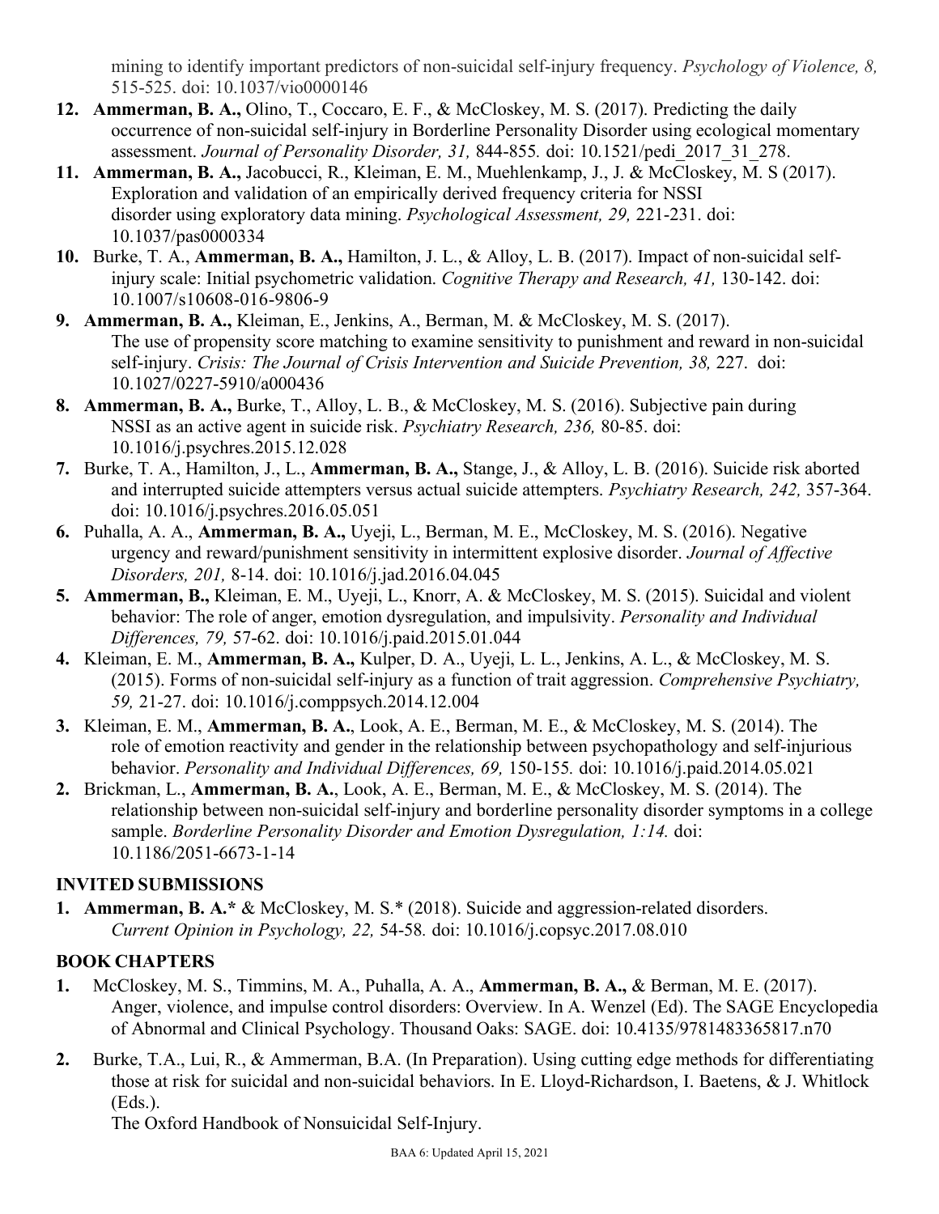mining to identify important predictors of non-suicidal self-injury frequency. *Psychology of Violence, 8,* 515-525. doi: 10.1037/vio0000146

**12.** **Ammerman, B. A.,** Olino, T., Coccaro, E. F., & McCloskey, M. S. (2017). Predicting the daily occurrence of non-suicidal self-injury in Borderline Personality Disorder using ecological momentary assessment. *Journal of Personality Disorder, 31,* 844-855. doi: 10.1521/pedi_2017_31_278.

**11.** **Ammerman, B. A.,** Jacobucci, R., Kleiman, E. M., Muehlenkamp, J., J. & McCloskey, M. S (2017). Exploration and validation of an empirically derived frequency criteria for NSSI disorder using exploratory data mining. *Psychological Assessment, 29,* 221-231. doi: 10.1037/pas0000334

**10.** Burke, T. A., **Ammerman, B. A.,** Hamilton, J. L., & Alloy, L. B. (2017). Impact of non-suicidal self-injury scale: Initial psychometric validation. *Cognitive Therapy and Research, 41,* 130-142. doi: 10.1007/s10608-016-9806-9

**9.** **Ammerman, B. A.,** Kleiman, E., Jenkins, A., Berman, M. & McCloskey, M. S. (2017). The use of propensity score matching to examine sensitivity to punishment and reward in non-suicidal self-injury. *Crisis: The Journal of Crisis Intervention and Suicide Prevention, 38,* 227. doi: 10.1027/0227-5910/a000436

**8.** **Ammerman, B. A.,** Burke, T., Alloy, L. B., & McCloskey, M. S. (2016). Subjective pain during NSSI as an active agent in suicide risk. *Psychiatry Research, 236,* 80-85. doi: 10.1016/j.psychres.2015.12.028

**7.** Burke, T. A., Hamilton, J., L., **Ammerman, B. A.,** Stange, J., & Alloy, L. B. (2016). Suicide risk aborted and interrupted suicide attempters versus actual suicide attempters. *Psychiatry Research, 242,* 357-364. doi: 10.1016/j.psychres.2016.05.051

**6.** Puhalla, A. A., **Ammerman, B. A.,** Uyeji, L., Berman, M. E., McCloskey, M. S. (2016). Negative urgency and reward/punishment sensitivity in intermittent explosive disorder. *Journal of Affective Disorders, 201,* 8-14. doi: 10.1016/j.jad.2016.04.045

**5.** **Ammerman, B.,** Kleiman, E. M., Uyeji, L., Knorr, A. & McCloskey, M. S. (2015). Suicidal and violent behavior: The role of anger, emotion dysregulation, and impulsivity. *Personality and Individual Differences, 79,* 57-62. doi: 10.1016/j.paid.2015.01.044

**4.** Kleiman, E. M., **Ammerman, B. A.,** Kulper, D. A., Uyeji, L. L., Jenkins, A. L., & McCloskey, M. S. (2015). Forms of non-suicidal self-injury as a function of trait aggression. *Comprehensive Psychiatry, 59,* 21-27. doi: 10.1016/j.comppsych.2014.12.004

**3.** Kleiman, E. M., **Ammerman, B. A.**, Look, A. E., Berman, M. E., & McCloskey, M. S. (2014). The role of emotion reactivity and gender in the relationship between psychopathology and self-injurious behavior. *Personality and Individual Differences, 69,* 150-155. doi: 10.1016/j.paid.2014.05.021

**2.** Brickman, L., **Ammerman, B. A.**, Look, A. E., Berman, M. E., & McCloskey, M. S. (2014). The relationship between non-suicidal self-injury and borderline personality disorder symptoms in a college sample. *Borderline Personality Disorder and Emotion Dysregulation, 1:14.* doi: 10.1186/2051-6673-1-14

## INVITED SUBMISSIONS

**1.** **Ammerman, B. A.*** & McCloskey, M. S.* (2018). Suicide and aggression-related disorders. *Current Opinion in Psychology, 22,* 54-58. doi: 10.1016/j.copsyc.2017.08.010

## BOOK CHAPTERS

**1.** McCloskey, M. S., Timmins, M. A., Puhalla, A. A., **Ammerman, B. A.,** & Berman, M. E. (2017). Anger, violence, and impulse control disorders: Overview. In A. Wenzel (Ed). The SAGE Encyclopedia of Abnormal and Clinical Psychology. Thousand Oaks: SAGE. doi: 10.4135/9781483365817.n70

**2.** Burke, T.A., Lui, R., & Ammerman, B.A. (In Preparation). Using cutting edge methods for differentiating those at risk for suicidal and non-suicidal behaviors. In E. Lloyd-Richardson, I. Baetens, & J. Whitlock (Eds.).
The Oxford Handbook of Nonsuicidal Self-Injury.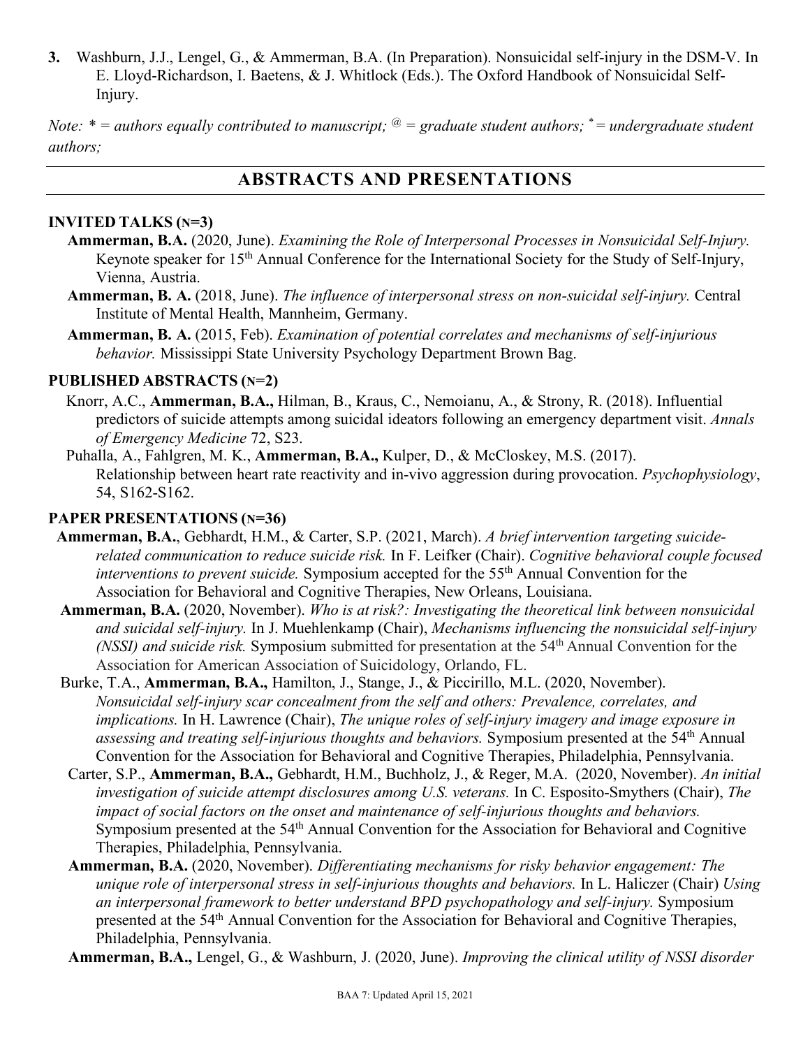3. Washburn, J.J., Lengel, G., & Ammerman, B.A. (In Preparation). Nonsuicidal self-injury in the DSM-V. In E. Lloyd-Richardson, I. Baetens, & J. Whitlock (Eds.). The Oxford Handbook of Nonsuicidal Self-Injury.

*Note: * = authors equally contributed to manuscript; [@] = graduate student authors; [*] = undergraduate student authors;*

## ABSTRACTS AND PRESENTATIONS

### INVITED TALKS (N=3)

**Ammerman, B.A.** (2020, June). *Examining the Role of Interpersonal Processes in Nonsuicidal Self-Injury.* Keynote speaker for 15th Annual Conference for the International Society for the Study of Self-Injury, Vienna, Austria.

**Ammerman, B. A.** (2018, June). *The influence of interpersonal stress on non-suicidal self-injury.* Central Institute of Mental Health, Mannheim, Germany.

**Ammerman, B. A.** (2015, Feb). *Examination of potential correlates and mechanisms of self-injurious behavior.* Mississippi State University Psychology Department Brown Bag.

### PUBLISHED ABSTRACTS (N=2)

Knorr, A.C., **Ammerman, B.A.,** Hilman, B., Kraus, C., Nemoianu, A., & Strony, R. (2018). Influential predictors of suicide attempts among suicidal ideators following an emergency department visit. *Annals of Emergency Medicine* 72, S23.

Puhalla, A., Fahlgren, M. K., **Ammerman, B.A.,** Kulper, D., & McCloskey, M.S. (2017). Relationship between heart rate reactivity and in-vivo aggression during provocation. *Psychophysiology*, 54, S162-S162.

### PAPER PRESENTATIONS (N=36)

**Ammerman, B.A.**, Gebhardt, H.M., & Carter, S.P. (2021, March). *A brief intervention targeting suicide-related communication to reduce suicide risk.* In F. Leifker (Chair). *Cognitive behavioral couple focused interventions to prevent suicide.* Symposium accepted for the 55th Annual Convention for the Association for Behavioral and Cognitive Therapies, New Orleans, Louisiana.

**Ammerman, B.A.** (2020, November). *Who is at risk?: Investigating the theoretical link between nonsuicidal and suicidal self-injury.* In J. Muehlenkamp (Chair), *Mechanisms influencing the nonsuicidal self-injury (NSSI) and suicide risk.* Symposium submitted for presentation at the 54th Annual Convention for the Association for American Association of Suicidology, Orlando, FL.

Burke, T.A., **Ammerman, B.A.,** Hamilton, J., Stange, J., & Piccirillo, M.L. (2020, November). *Nonsuicidal self-injury scar concealment from the self and others: Prevalence, correlates, and implications.* In H. Lawrence (Chair), *The unique roles of self-injury imagery and image exposure in assessing and treating self-injurious thoughts and behaviors.* Symposium presented at the 54th Annual Convention for the Association for Behavioral and Cognitive Therapies, Philadelphia, Pennsylvania.

Carter, S.P., **Ammerman, B.A.,** Gebhardt, H.M., Buchholz, J., & Reger, M.A. (2020, November). *An initial investigation of suicide attempt disclosures among U.S. veterans.* In C. Esposito-Smythers (Chair), *The impact of social factors on the onset and maintenance of self-injurious thoughts and behaviors.* Symposium presented at the 54th Annual Convention for the Association for Behavioral and Cognitive Therapies, Philadelphia, Pennsylvania.

**Ammerman, B.A.** (2020, November). *Differentiating mechanisms for risky behavior engagement: The unique role of interpersonal stress in self-injurious thoughts and behaviors.* In L. Haliczer (Chair) *Using an interpersonal framework to better understand BPD psychopathology and self-injury.* Symposium presented at the 54th Annual Convention for the Association for Behavioral and Cognitive Therapies, Philadelphia, Pennsylvania.

**Ammerman, B.A.,** Lengel, G., & Washburn, J. (2020, June). *Improving the clinical utility of NSSI disorder*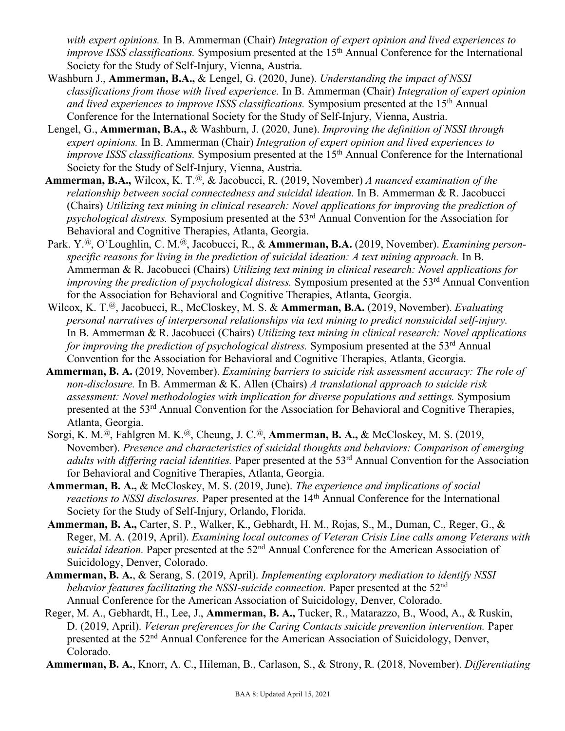*with expert opinions.* In B. Ammerman (Chair) *Integration of expert opinion and lived experiences to improve ISSS classifications.* Symposium presented at the 15th Annual Conference for the International Society for the Study of Self-Injury, Vienna, Austria.

Washburn J., **Ammerman, B.A.,** & Lengel, G. (2020, June). *Understanding the impact of NSSI classifications from those with lived experience.* In B. Ammerman (Chair) *Integration of expert opinion and lived experiences to improve ISSS classifications.* Symposium presented at the 15th Annual Conference for the International Society for the Study of Self-Injury, Vienna, Austria.

Lengel, G., **Ammerman, B.A.,** & Washburn, J. (2020, June). *Improving the definition of NSSI through expert opinions.* In B. Ammerman (Chair) *Integration of expert opinion and lived experiences to improve ISSS classifications.* Symposium presented at the 15th Annual Conference for the International Society for the Study of Self-Injury, Vienna, Austria.

**Ammerman, B.A.,** Wilcox, K. T.[@], & Jacobucci, R. (2019, November) *A nuanced examination of the relationship between social connectedness and suicidal ideation.* In B. Ammerman & R. Jacobucci (Chairs) *Utilizing text mining in clinical research: Novel applications for improving the prediction of psychological distress.* Symposium presented at the 53rd Annual Convention for the Association for Behavioral and Cognitive Therapies, Atlanta, Georgia.

Park. Y.[@], O'Loughlin, C. M.[@], Jacobucci, R., & **Ammerman, B.A.** (2019, November). *Examining person-specific reasons for living in the prediction of suicidal ideation: A text mining approach.* In B. Ammerman & R. Jacobucci (Chairs) *Utilizing text mining in clinical research: Novel applications for improving the prediction of psychological distress.* Symposium presented at the 53rd Annual Convention for the Association for Behavioral and Cognitive Therapies, Atlanta, Georgia.

Wilcox, K. T.[@], Jacobucci, R., McCloskey, M. S. & **Ammerman, B.A.** (2019, November). *Evaluating personal narratives of interpersonal relationships via text mining to predict nonsuicidal self-injury.* In B. Ammerman & R. Jacobucci (Chairs) *Utilizing text mining in clinical research: Novel applications for improving the prediction of psychological distress.* Symposium presented at the 53rd Annual Convention for the Association for Behavioral and Cognitive Therapies, Atlanta, Georgia.

**Ammerman, B. A.** (2019, November). *Examining barriers to suicide risk assessment accuracy: The role of non-disclosure.* In B. Ammerman & K. Allen (Chairs) *A translational approach to suicide risk assessment: Novel methodologies with implication for diverse populations and settings.* Symposium presented at the 53rd Annual Convention for the Association for Behavioral and Cognitive Therapies, Atlanta, Georgia.

Sorgi, K. M.[@], Fahlgren M. K.[@], Cheung, J. C.[@], **Ammerman, B. A.,** & McCloskey, M. S. (2019, November). *Presence and characteristics of suicidal thoughts and behaviors: Comparison of emerging adults with differing racial identities.* Paper presented at the 53rd Annual Convention for the Association for Behavioral and Cognitive Therapies, Atlanta, Georgia.

**Ammerman, B. A.,** & McCloskey, M. S. (2019, June). *The experience and implications of social reactions to NSSI disclosures.* Paper presented at the 14th Annual Conference for the International Society for the Study of Self-Injury, Orlando, Florida.

**Ammerman, B. A.,** Carter, S. P., Walker, K., Gebhardt, H. M., Rojas, S., M., Duman, C., Reger, G., & Reger, M. A. (2019, April). *Examining local outcomes of Veteran Crisis Line calls among Veterans with suicidal ideation.* Paper presented at the 52nd Annual Conference for the American Association of Suicidology, Denver, Colorado.

**Ammerman, B. A.**, & Serang, S. (2019, April). *Implementing exploratory mediation to identify NSSI behavior features facilitating the NSSI-suicide connection.* Paper presented at the 52nd Annual Conference for the American Association of Suicidology, Denver, Colorado.

Reger, M. A., Gebhardt, H., Lee, J., **Ammerman, B. A.,** Tucker, R., Matarazzo, B., Wood, A., & Ruskin, D. (2019, April). *Veteran preferences for the Caring Contacts suicide prevention intervention.* Paper presented at the 52nd Annual Conference for the American Association of Suicidology, Denver, Colorado.

**Ammerman, B. A.**, Knorr, A. C., Hileman, B., Carlason, S., & Strony, R. (2018, November). *Differentiating*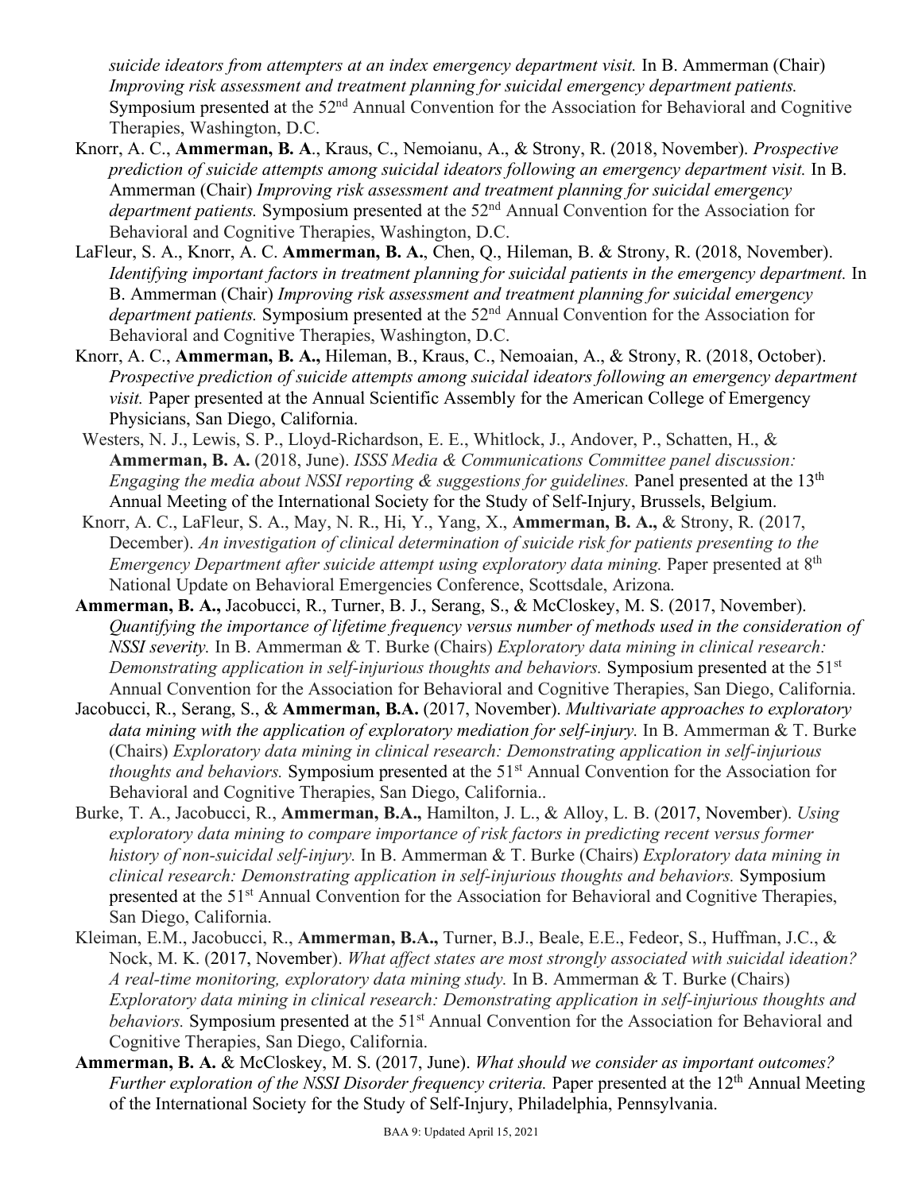*suicide ideators from attempters at an index emergency department visit.* In B. Ammerman (Chair) *Improving risk assessment and treatment planning for suicidal emergency department patients.* Symposium presented at the 52nd Annual Convention for the Association for Behavioral and Cognitive Therapies, Washington, D.C.

Knorr, A. C., **Ammerman, B. A**., Kraus, C., Nemoianu, A., & Strony, R. (2018, November). *Prospective prediction of suicide attempts among suicidal ideators following an emergency department visit.* In B. Ammerman (Chair) *Improving risk assessment and treatment planning for suicidal emergency department patients.* Symposium presented at the 52nd Annual Convention for the Association for Behavioral and Cognitive Therapies, Washington, D.C.

LaFleur, S. A., Knorr, A. C. **Ammerman, B. A.**, Chen, Q., Hileman, B. & Strony, R. (2018, November). *Identifying important factors in treatment planning for suicidal patients in the emergency department.* In B. Ammerman (Chair) *Improving risk assessment and treatment planning for suicidal emergency department patients.* Symposium presented at the 52nd Annual Convention for the Association for Behavioral and Cognitive Therapies, Washington, D.C.

Knorr, A. C., **Ammerman, B. A.,** Hileman, B., Kraus, C., Nemoaian, A., & Strony, R. (2018, October). *Prospective prediction of suicide attempts among suicidal ideators following an emergency department visit.* Paper presented at the Annual Scientific Assembly for the American College of Emergency Physicians, San Diego, California.

Westers, N. J., Lewis, S. P., Lloyd-Richardson, E. E., Whitlock, J., Andover, P., Schatten, H., & **Ammerman, B. A.** (2018, June). *ISSS Media & Communications Committee panel discussion: Engaging the media about NSSI reporting & suggestions for guidelines.* Panel presented at the 13th Annual Meeting of the International Society for the Study of Self-Injury, Brussels, Belgium.

Knorr, A. C., LaFleur, S. A., May, N. R., Hi, Y., Yang, X., **Ammerman, B. A.,** & Strony, R. (2017, December). *An investigation of clinical determination of suicide risk for patients presenting to the Emergency Department after suicide attempt using exploratory data mining.* Paper presented at 8th National Update on Behavioral Emergencies Conference, Scottsdale, Arizona.

**Ammerman, B. A.,** Jacobucci, R., Turner, B. J., Serang, S., & McCloskey, M. S. (2017, November). *Quantifying the importance of lifetime frequency versus number of methods used in the consideration of NSSI severity.* In B. Ammerman & T. Burke (Chairs) *Exploratory data mining in clinical research: Demonstrating application in self-injurious thoughts and behaviors.* Symposium presented at the 51st Annual Convention for the Association for Behavioral and Cognitive Therapies, San Diego, California.

Jacobucci, R., Serang, S., & **Ammerman, B.A.** (2017, November). *Multivariate approaches to exploratory data mining with the application of exploratory mediation for self-injury.* In B. Ammerman & T. Burke (Chairs) *Exploratory data mining in clinical research: Demonstrating application in self-injurious thoughts and behaviors.* Symposium presented at the 51st Annual Convention for the Association for Behavioral and Cognitive Therapies, San Diego, California..

Burke, T. A., Jacobucci, R., **Ammerman, B.A.,** Hamilton, J. L., & Alloy, L. B. (2017, November). *Using exploratory data mining to compare importance of risk factors in predicting recent versus former history of non-suicidal self-injury.* In B. Ammerman & T. Burke (Chairs) *Exploratory data mining in clinical research: Demonstrating application in self-injurious thoughts and behaviors.* Symposium presented at the 51st Annual Convention for the Association for Behavioral and Cognitive Therapies, San Diego, California.

Kleiman, E.M., Jacobucci, R., **Ammerman, B.A.,** Turner, B.J., Beale, E.E., Fedeor, S., Huffman, J.C., & Nock, M. K. (2017, November). *What affect states are most strongly associated with suicidal ideation? A real-time monitoring, exploratory data mining study.* In B. Ammerman & T. Burke (Chairs) *Exploratory data mining in clinical research: Demonstrating application in self-injurious thoughts and behaviors.* Symposium presented at the 51st Annual Convention for the Association for Behavioral and Cognitive Therapies, San Diego, California.

**Ammerman, B. A.** & McCloskey, M. S. (2017, June). *What should we consider as important outcomes? Further exploration of the NSSI Disorder frequency criteria.* Paper presented at the 12th Annual Meeting of the International Society for the Study of Self-Injury, Philadelphia, Pennsylvania.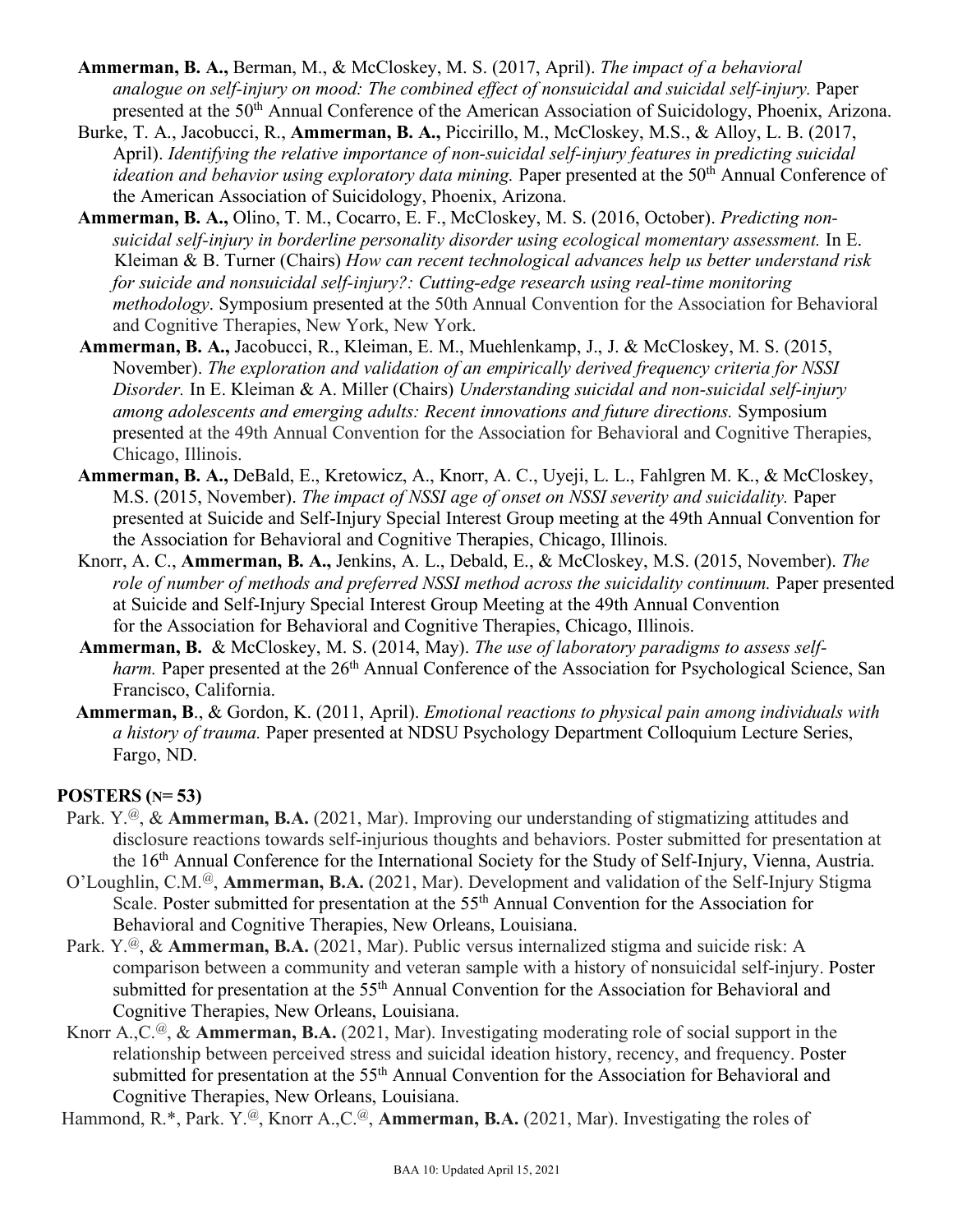**Ammerman, B. A.,** Berman, M., & McCloskey, M. S. (2017, April). *The impact of a behavioral analogue on self-injury on mood: The combined effect of nonsuicidal and suicidal self-injury.* Paper presented at the 50th Annual Conference of the American Association of Suicidology, Phoenix, Arizona.

Burke, T. A., Jacobucci, R., **Ammerman, B. A.,** Piccirillo, M., McCloskey, M.S., & Alloy, L. B. (2017, April). *Identifying the relative importance of non-suicidal self-injury features in predicting suicidal ideation and behavior using exploratory data mining.* Paper presented at the 50th Annual Conference of the American Association of Suicidology, Phoenix, Arizona.

**Ammerman, B. A.,** Olino, T. M., Cocarro, E. F., McCloskey, M. S. (2016, October). *Predicting non-suicidal self-injury in borderline personality disorder using ecological momentary assessment.* In E. Kleiman & B. Turner (Chairs) *How can recent technological advances help us better understand risk for suicide and nonsuicidal self-injury?: Cutting-edge research using real-time monitoring methodology*. Symposium presented at the 50th Annual Convention for the Association for Behavioral and Cognitive Therapies, New York, New York.

**Ammerman, B. A.,** Jacobucci, R., Kleiman, E. M., Muehlenkamp, J., J. & McCloskey, M. S. (2015, November). *The exploration and validation of an empirically derived frequency criteria for NSSI Disorder.* In E. Kleiman & A. Miller (Chairs) *Understanding suicidal and non-suicidal self-injury among adolescents and emerging adults: Recent innovations and future directions.* Symposium presented at the 49th Annual Convention for the Association for Behavioral and Cognitive Therapies, Chicago, Illinois.

**Ammerman, B. A.,** DeBald, E., Kretowicz, A., Knorr, A. C., Uyeji, L. L., Fahlgren M. K., & McCloskey, M.S. (2015, November). *The impact of NSSI age of onset on NSSI severity and suicidality.* Paper presented at Suicide and Self-Injury Special Interest Group meeting at the 49th Annual Convention for the Association for Behavioral and Cognitive Therapies, Chicago, Illinois.

Knorr, A. C., **Ammerman, B. A.,** Jenkins, A. L., Debald, E., & McCloskey, M.S. (2015, November). *The role of number of methods and preferred NSSI method across the suicidality continuum.* Paper presented at Suicide and Self-Injury Special Interest Group Meeting at the 49th Annual Convention for the Association for Behavioral and Cognitive Therapies, Chicago, Illinois.

**Ammerman, B.** & McCloskey, M. S. (2014, May). *The use of laboratory paradigms to assess self-harm.* Paper presented at the 26th Annual Conference of the Association for Psychological Science, San Francisco, California.

**Ammerman, B**., & Gordon, K. (2011, April). *Emotional reactions to physical pain among individuals with a history of trauma.* Paper presented at NDSU Psychology Department Colloquium Lecture Series, Fargo, ND.

## POSTERS (N= 53)

Park. Y.@, & **Ammerman, B.A.** (2021, Mar). Improving our understanding of stigmatizing attitudes and disclosure reactions towards self-injurious thoughts and behaviors. Poster submitted for presentation at the 16th Annual Conference for the International Society for the Study of Self-Injury, Vienna, Austria.

O'Loughlin, C.M.@, **Ammerman, B.A.** (2021, Mar). Development and validation of the Self-Injury Stigma Scale. Poster submitted for presentation at the 55th Annual Convention for the Association for Behavioral and Cognitive Therapies, New Orleans, Louisiana.

Park. Y.@, & **Ammerman, B.A.** (2021, Mar). Public versus internalized stigma and suicide risk: A comparison between a community and veteran sample with a history of nonsuicidal self-injury. Poster submitted for presentation at the 55th Annual Convention for the Association for Behavioral and Cognitive Therapies, New Orleans, Louisiana.

Knorr A.,C.@, & **Ammerman, B.A.** (2021, Mar). Investigating moderating role of social support in the relationship between perceived stress and suicidal ideation history, recency, and frequency. Poster submitted for presentation at the 55th Annual Convention for the Association for Behavioral and Cognitive Therapies, New Orleans, Louisiana.

Hammond, R.*, Park. Y.@, Knorr A.,C.@, **Ammerman, B.A.** (2021, Mar). Investigating the roles of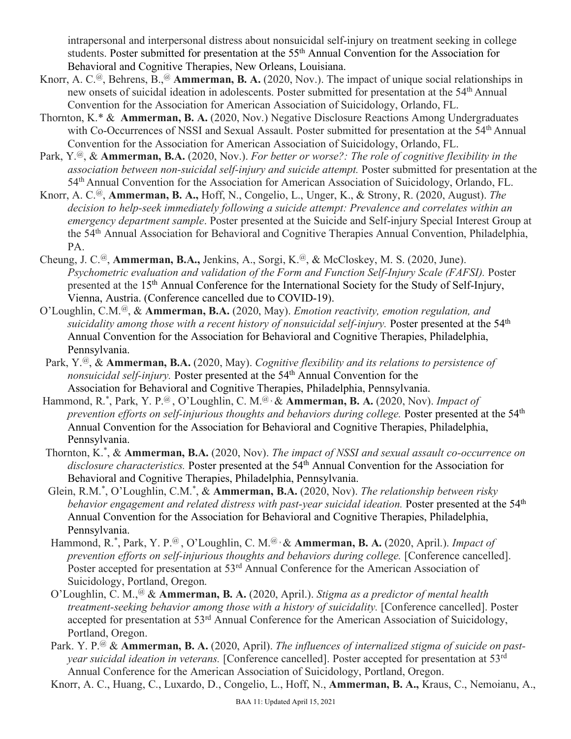intrapersonal and interpersonal distress about nonsuicidal self-injury on treatment seeking in college students. Poster submitted for presentation at the 55th Annual Convention for the Association for Behavioral and Cognitive Therapies, New Orleans, Louisiana.

Knorr, A. C.@, Behrens, B.,@ **Ammerman, B. A.** (2020, Nov.). The impact of unique social relationships in new onsets of suicidal ideation in adolescents. Poster submitted for presentation at the 54th Annual Convention for the Association for American Association of Suicidology, Orlando, FL.

Thornton, K.* & **Ammerman, B. A.** (2020, Nov.) Negative Disclosure Reactions Among Undergraduates with Co-Occurrences of NSSI and Sexual Assault. Poster submitted for presentation at the 54th Annual Convention for the Association for American Association of Suicidology, Orlando, FL.

Park, Y.@, & **Ammerman, B.A.** (2020, Nov.). *For better or worse?: The role of cognitive flexibility in the association between non-suicidal self-injury and suicide attempt.* Poster submitted for presentation at the 54th Annual Convention for the Association for American Association of Suicidology, Orlando, FL.

Knorr, A. C.@, **Ammerman, B. A.,** Hoff, N., Congelio, L., Unger, K., & Strony, R. (2020, August). *The decision to help-seek immediately following a suicide attempt: Prevalence and correlates within an emergency department sample*. Poster presented at the Suicide and Self-injury Special Interest Group at the 54th Annual Association for Behavioral and Cognitive Therapies Annual Convention, Philadelphia, PA.

Cheung, J. C.@, **Ammerman, B.A.,** Jenkins, A., Sorgi, K.@, & McCloskey, M. S. (2020, June). *Psychometric evaluation and validation of the Form and Function Self-Injury Scale (FAFSI).* Poster presented at the 15th Annual Conference for the International Society for the Study of Self-Injury, Vienna, Austria. (Conference cancelled due to COVID-19).

O'Loughlin, C.M.@, & **Ammerman, B.A.** (2020, May). *Emotion reactivity, emotion regulation, and suicidality among those with a recent history of nonsuicidal self-injury.* Poster presented at the 54th Annual Convention for the Association for Behavioral and Cognitive Therapies, Philadelphia, Pennsylvania.

Park, Y.@, & **Ammerman, B.A.** (2020, May). *Cognitive flexibility and its relations to persistence of nonsuicidal self-injury.* Poster presented at the 54th Annual Convention for the Association for Behavioral and Cognitive Therapies, Philadelphia, Pennsylvania.

Hammond, R.*, Park, Y. P.@ , O'Loughlin, C. M.@ , & **Ammerman, B. A.** (2020, Nov). *Impact of prevention efforts on self-injurious thoughts and behaviors during college.* Poster presented at the 54th Annual Convention for the Association for Behavioral and Cognitive Therapies, Philadelphia, Pennsylvania.

Thornton, K.*, & **Ammerman, B.A.** (2020, Nov). *The impact of NSSI and sexual assault co-occurrence on disclosure characteristics.* Poster presented at the 54th Annual Convention for the Association for Behavioral and Cognitive Therapies, Philadelphia, Pennsylvania.

Glein, R.M.*, O'Loughlin, C.M.*, & **Ammerman, B.A.** (2020, Nov). *The relationship between risky behavior engagement and related distress with past-year suicidal ideation.* Poster presented at the 54th Annual Convention for the Association for Behavioral and Cognitive Therapies, Philadelphia, Pennsylvania.

Hammond, R.*, Park, Y. P.@ , O'Loughlin, C. M.@ , & **Ammerman, B. A.** (2020, April.). *Impact of prevention efforts on self-injurious thoughts and behaviors during college.* [Conference cancelled]. Poster accepted for presentation at 53rd Annual Conference for the American Association of Suicidology, Portland, Oregon.

O'Loughlin, C. M.,@ & **Ammerman, B. A.** (2020, April.). *Stigma as a predictor of mental health treatment-seeking behavior among those with a history of suicidality.* [Conference cancelled]. Poster accepted for presentation at 53rd Annual Conference for the American Association of Suicidology, Portland, Oregon.

Park. Y. P.@ & **Ammerman, B. A.** (2020, April). *The influences of internalized stigma of suicide on past-year suicidal ideation in veterans.* [Conference cancelled]. Poster accepted for presentation at 53rd Annual Conference for the American Association of Suicidology, Portland, Oregon.

Knorr, A. C., Huang, C., Luxardo, D., Congelio, L., Hoff, N., **Ammerman, B. A.,** Kraus, C., Nemoianu, A.,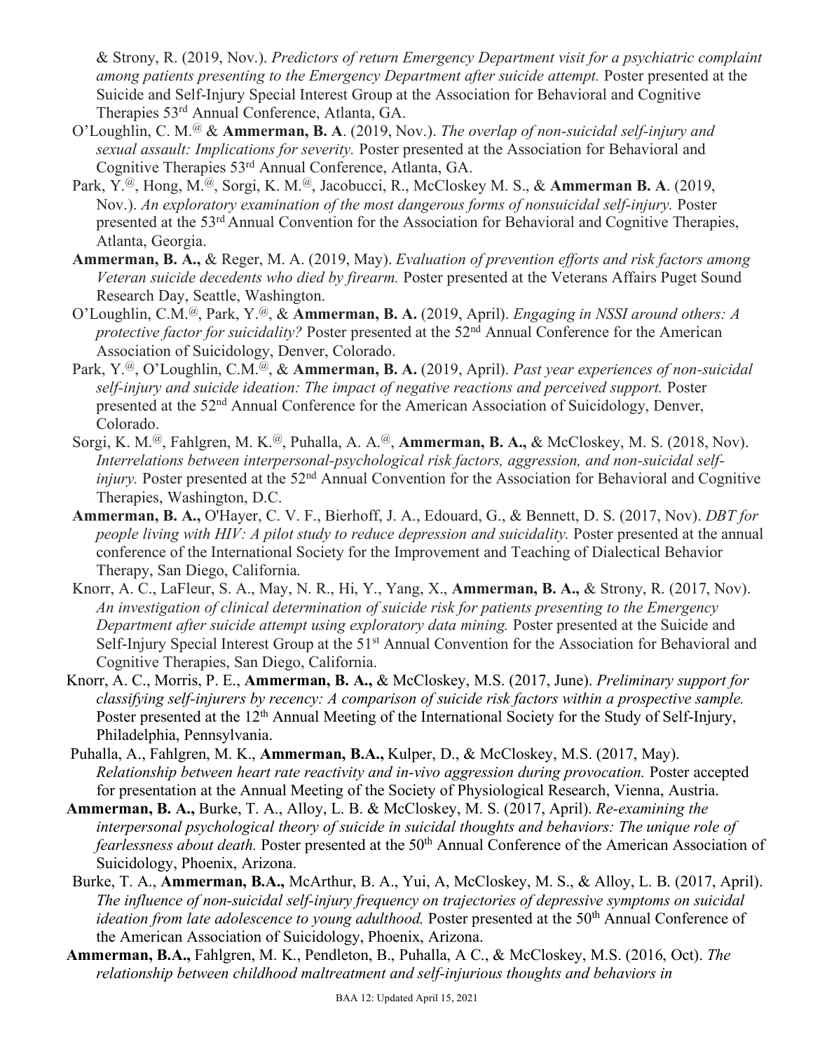& Strony, R. (2019, Nov.). *Predictors of return Emergency Department visit for a psychiatric complaint among patients presenting to the Emergency Department after suicide attempt.* Poster presented at the Suicide and Self-Injury Special Interest Group at the Association for Behavioral and Cognitive Therapies 53rd Annual Conference, Atlanta, GA.

O'Loughlin, C. M.@ & **Ammerman, B. A**. (2019, Nov.). *The overlap of non-suicidal self-injury and sexual assault: Implications for severity.* Poster presented at the Association for Behavioral and Cognitive Therapies 53rd Annual Conference, Atlanta, GA.

Park, Y.@, Hong, M.@, Sorgi, K. M.@, Jacobucci, R., McCloskey M. S., & **Ammerman B. A**. (2019, Nov.). *An exploratory examination of the most dangerous forms of nonsuicidal self-injury.* Poster presented at the 53rd Annual Convention for the Association for Behavioral and Cognitive Therapies, Atlanta, Georgia.

**Ammerman, B. A.,** & Reger, M. A. (2019, May). *Evaluation of prevention efforts and risk factors among Veteran suicide decedents who died by firearm.* Poster presented at the Veterans Affairs Puget Sound Research Day, Seattle, Washington.

O'Loughlin, C.M.@, Park, Y.@, & **Ammerman, B. A.** (2019, April). *Engaging in NSSI around others: A protective factor for suicidality?* Poster presented at the 52nd Annual Conference for the American Association of Suicidology, Denver, Colorado.

Park, Y.@, O'Loughlin, C.M.@, & **Ammerman, B. A.** (2019, April). *Past year experiences of non-suicidal self-injury and suicide ideation: The impact of negative reactions and perceived support.* Poster presented at the 52nd Annual Conference for the American Association of Suicidology, Denver, Colorado.

Sorgi, K. M.@, Fahlgren, M. K.@, Puhalla, A. A.@, **Ammerman, B. A.,** & McCloskey, M. S. (2018, Nov). *Interrelations between interpersonal-psychological risk factors, aggression, and non-suicidal self-injury.* Poster presented at the 52nd Annual Convention for the Association for Behavioral and Cognitive Therapies, Washington, D.C.

**Ammerman, B. A.,** O'Hayer, C. V. F., Bierhoff, J. A., Edouard, G., & Bennett, D. S. (2017, Nov). *DBT for people living with HIV: A pilot study to reduce depression and suicidality.* Poster presented at the annual conference of the International Society for the Improvement and Teaching of Dialectical Behavior Therapy, San Diego, California.

Knorr, A. C., LaFleur, S. A., May, N. R., Hi, Y., Yang, X., **Ammerman, B. A.,** & Strony, R. (2017, Nov). *An investigation of clinical determination of suicide risk for patients presenting to the Emergency Department after suicide attempt using exploratory data mining.* Poster presented at the Suicide and Self-Injury Special Interest Group at the 51st Annual Convention for the Association for Behavioral and Cognitive Therapies, San Diego, California.

Knorr, A. C., Morris, P. E., **Ammerman, B. A.,** & McCloskey, M.S. (2017, June). *Preliminary support for classifying self-injurers by recency: A comparison of suicide risk factors within a prospective sample.* Poster presented at the 12th Annual Meeting of the International Society for the Study of Self-Injury, Philadelphia, Pennsylvania.

Puhalla, A., Fahlgren, M. K., **Ammerman, B.A.,** Kulper, D., & McCloskey, M.S. (2017, May). *Relationship between heart rate reactivity and in-vivo aggression during provocation.* Poster accepted for presentation at the Annual Meeting of the Society of Physiological Research, Vienna, Austria.

**Ammerman, B. A.,** Burke, T. A., Alloy, L. B. & McCloskey, M. S. (2017, April). *Re-examining the interpersonal psychological theory of suicide in suicidal thoughts and behaviors: The unique role of fearlessness about death.* Poster presented at the 50th Annual Conference of the American Association of Suicidology, Phoenix, Arizona.

Burke, T. A., **Ammerman, B.A.,** McArthur, B. A., Yui, A, McCloskey, M. S., & Alloy, L. B. (2017, April). *The influence of non-suicidal self-injury frequency on trajectories of depressive symptoms on suicidal ideation from late adolescence to young adulthood.* Poster presented at the 50th Annual Conference of the American Association of Suicidology, Phoenix, Arizona.

**Ammerman, B.A.,** Fahlgren, M. K., Pendleton, B., Puhalla, A C., & McCloskey, M.S. (2016, Oct). *The relationship between childhood maltreatment and self-injurious thoughts and behaviors in*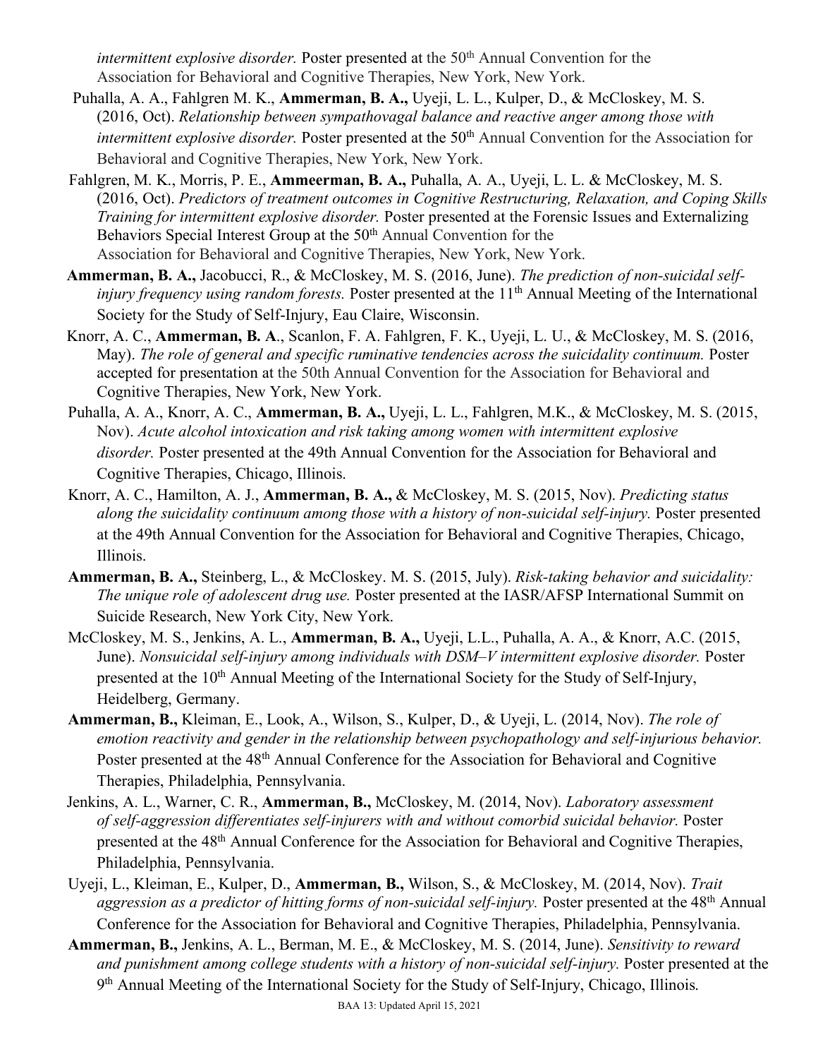*intermittent explosive disorder.* Poster presented at the 50th Annual Convention for the Association for Behavioral and Cognitive Therapies, New York, New York.

Puhalla, A. A., Fahlgren M. K., **Ammerman, B. A.,** Uyeji, L. L., Kulper, D., & McCloskey, M. S. (2016, Oct). *Relationship between sympathovagal balance and reactive anger among those with intermittent explosive disorder.* Poster presented at the 50th Annual Convention for the Association for Behavioral and Cognitive Therapies, New York, New York.

Fahlgren, M. K., Morris, P. E., **Ammeerman, B. A.,** Puhalla, A. A., Uyeji, L. L. & McCloskey, M. S. (2016, Oct). *Predictors of treatment outcomes in Cognitive Restructuring, Relaxation, and Coping Skills Training for intermittent explosive disorder.* Poster presented at the Forensic Issues and Externalizing Behaviors Special Interest Group at the 50th Annual Convention for the Association for Behavioral and Cognitive Therapies, New York, New York.

**Ammerman, B. A.,** Jacobucci, R., & McCloskey, M. S. (2016, June). *The prediction of non-suicidal self-injury frequency using random forests.* Poster presented at the 11th Annual Meeting of the International Society for the Study of Self-Injury, Eau Claire, Wisconsin.

Knorr, A. C., **Ammerman, B. A**., Scanlon, F. A. Fahlgren, F. K., Uyeji, L. U., & McCloskey, M. S. (2016, May). *The role of general and specific ruminative tendencies across the suicidality continuum.* Poster accepted for presentation at the 50th Annual Convention for the Association for Behavioral and Cognitive Therapies, New York, New York.

Puhalla, A. A., Knorr, A. C., **Ammerman, B. A.,** Uyeji, L. L., Fahlgren, M.K., & McCloskey, M. S. (2015, Nov). *Acute alcohol intoxication and risk taking among women with intermittent explosive disorder.* Poster presented at the 49th Annual Convention for the Association for Behavioral and Cognitive Therapies, Chicago, Illinois.

Knorr, A. C., Hamilton, A. J., **Ammerman, B. A.,** & McCloskey, M. S. (2015, Nov). *Predicting status along the suicidality continuum among those with a history of non-suicidal self-injury.* Poster presented at the 49th Annual Convention for the Association for Behavioral and Cognitive Therapies, Chicago, Illinois.

**Ammerman, B. A.,** Steinberg, L., & McCloskey. M. S. (2015, July). *Risk-taking behavior and suicidality: The unique role of adolescent drug use.* Poster presented at the IASR/AFSP International Summit on Suicide Research, New York City, New York.

McCloskey, M. S., Jenkins, A. L., **Ammerman, B. A.,** Uyeji, L.L., Puhalla, A. A., & Knorr, A.C. (2015, June). *Nonsuicidal self-injury among individuals with DSM–V intermittent explosive disorder.* Poster presented at the 10th Annual Meeting of the International Society for the Study of Self-Injury, Heidelberg, Germany.

**Ammerman, B.,** Kleiman, E., Look, A., Wilson, S., Kulper, D., & Uyeji, L. (2014, Nov). *The role of emotion reactivity and gender in the relationship between psychopathology and self-injurious behavior.* Poster presented at the 48th Annual Conference for the Association for Behavioral and Cognitive Therapies, Philadelphia, Pennsylvania.

Jenkins, A. L., Warner, C. R., **Ammerman, B.,** McCloskey, M. (2014, Nov). *Laboratory assessment of self-aggression differentiates self-injurers with and without comorbid suicidal behavior.* Poster presented at the 48th Annual Conference for the Association for Behavioral and Cognitive Therapies, Philadelphia, Pennsylvania.

Uyeji, L., Kleiman, E., Kulper, D., **Ammerman, B.,** Wilson, S., & McCloskey, M. (2014, Nov). *Trait aggression as a predictor of hitting forms of non-suicidal self-injury.* Poster presented at the 48th Annual Conference for the Association for Behavioral and Cognitive Therapies, Philadelphia, Pennsylvania.

**Ammerman, B.,** Jenkins, A. L., Berman, M. E., & McCloskey, M. S. (2014, June). *Sensitivity to reward and punishment among college students with a history of non-suicidal self-injury.* Poster presented at the 9th Annual Meeting of the International Society for the Study of Self-Injury, Chicago, Illinois.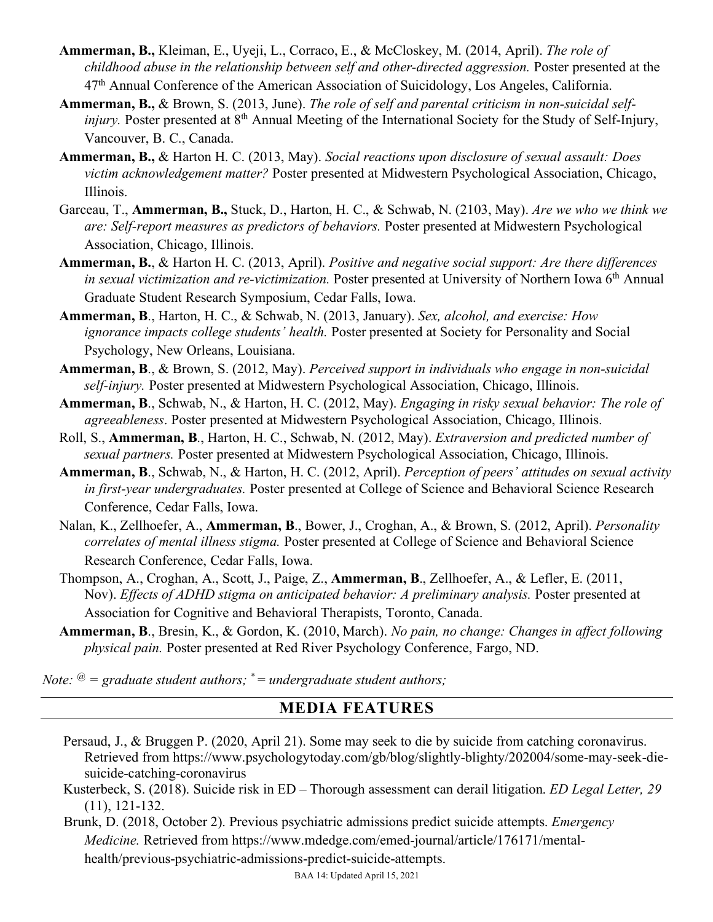**Ammerman, B.,** Kleiman, E., Uyeji, L., Corraco, E., & McCloskey, M. (2014, April). *The role of childhood abuse in the relationship between self and other-directed aggression.* Poster presented at the 47th Annual Conference of the American Association of Suicidology, Los Angeles, California.

**Ammerman, B.,** & Brown, S. (2013, June). *The role of self and parental criticism in non-suicidal self-injury.* Poster presented at 8th Annual Meeting of the International Society for the Study of Self-Injury, Vancouver, B. C., Canada.

**Ammerman, B.,** & Harton H. C. (2013, May). *Social reactions upon disclosure of sexual assault: Does victim acknowledgement matter?* Poster presented at Midwestern Psychological Association, Chicago, Illinois.

Garceau, T., **Ammerman, B.,** Stuck, D., Harton, H. C., & Schwab, N. (2103, May). *Are we who we think we are: Self-report measures as predictors of behaviors.* Poster presented at Midwestern Psychological Association, Chicago, Illinois.

**Ammerman, B.**, & Harton H. C. (2013, April). *Positive and negative social support: Are there differences in sexual victimization and re-victimization.* Poster presented at University of Northern Iowa 6th Annual Graduate Student Research Symposium, Cedar Falls, Iowa.

**Ammerman, B**., Harton, H. C., & Schwab, N. (2013, January). *Sex, alcohol, and exercise: How ignorance impacts college students' health.* Poster presented at Society for Personality and Social Psychology, New Orleans, Louisiana.

**Ammerman, B**., & Brown, S. (2012, May). *Perceived support in individuals who engage in non-suicidal self-injury.* Poster presented at Midwestern Psychological Association, Chicago, Illinois.

**Ammerman, B**., Schwab, N., & Harton, H. C. (2012, May). *Engaging in risky sexual behavior: The role of agreeableness*. Poster presented at Midwestern Psychological Association, Chicago, Illinois.

Roll, S., **Ammerman, B**., Harton, H. C., Schwab, N. (2012, May). *Extraversion and predicted number of sexual partners.* Poster presented at Midwestern Psychological Association, Chicago, Illinois.

**Ammerman, B**., Schwab, N., & Harton, H. C. (2012, April). *Perception of peers' attitudes on sexual activity in first-year undergraduates.* Poster presented at College of Science and Behavioral Science Research Conference, Cedar Falls, Iowa.

Nalan, K., Zellhoefer, A., **Ammerman, B**., Bower, J., Croghan, A., & Brown, S. (2012, April). *Personality correlates of mental illness stigma.* Poster presented at College of Science and Behavioral Science Research Conference, Cedar Falls, Iowa.

Thompson, A., Croghan, A., Scott, J., Paige, Z., **Ammerman, B**., Zellhoefer, A., & Lefler, E. (2011, Nov). *Effects of ADHD stigma on anticipated behavior: A preliminary analysis.* Poster presented at Association for Cognitive and Behavioral Therapists, Toronto, Canada.

**Ammerman, B**., Bresin, K., & Gordon, K. (2010, March). *No pain, no change: Changes in affect following physical pain.* Poster presented at Red River Psychology Conference, Fargo, ND.

*Note: @ = graduate student authors; * = undergraduate student authors;*

## MEDIA FEATURES

Persaud, J., & Bruggen P. (2020, April 21). Some may seek to die by suicide from catching coronavirus. Retrieved from https://www.psychologytoday.com/gb/blog/slightly-blighty/202004/some-may-seek-die-suicide-catching-coronavirus

Kusterbeck, S. (2018). Suicide risk in ED – Thorough assessment can derail litigation. *ED Legal Letter, 29* (11), 121-132.

Brunk, D. (2018, October 2). Previous psychiatric admissions predict suicide attempts. *Emergency Medicine.* Retrieved from https://www.mdedge.com/emed-journal/article/176171/mental-health/previous-psychiatric-admissions-predict-suicide-attempts.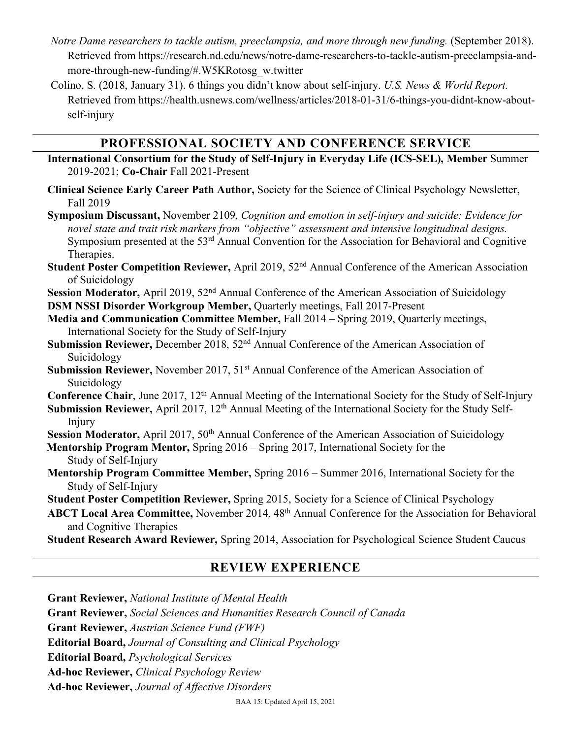*Notre Dame researchers to tackle autism, preeclampsia, and more through new funding.* (September 2018). Retrieved from https://research.nd.edu/news/notre-dame-researchers-to-tackle-autism-preeclampsia-and-more-through-new-funding/#.W5KRotosg_w.twitter

Colino, S. (2018, January 31). 6 things you didn't know about self-injury. *U.S. News & World Report.* Retrieved from https://health.usnews.com/wellness/articles/2018-01-31/6-things-you-didnt-know-about-self-injury

## PROFESSIONAL SOCIETY AND CONFERENCE SERVICE

**International Consortium for the Study of Self-Injury in Everyday Life (ICS-SEL), Member** Summer 2019-2021; **Co-Chair** Fall 2021-Present

**Clinical Science Early Career Path Author,** Society for the Science of Clinical Psychology Newsletter, Fall 2019

**Symposium Discussant,** November 2109, *Cognition and emotion in self-injury and suicide: Evidence for novel state and trait risk markers from "objective" assessment and intensive longitudinal designs.* Symposium presented at the 53rd Annual Convention for the Association for Behavioral and Cognitive Therapies.

**Student Poster Competition Reviewer,** April 2019, 52nd Annual Conference of the American Association of Suicidology

**Session Moderator,** April 2019, 52nd Annual Conference of the American Association of Suicidology

**DSM NSSI Disorder Workgroup Member,** Quarterly meetings, Fall 2017-Present

**Media and Communication Committee Member,** Fall 2014 – Spring 2019, Quarterly meetings, International Society for the Study of Self-Injury

**Submission Reviewer,** December 2018, 52nd Annual Conference of the American Association of Suicidology

**Submission Reviewer,** November 2017, 51st Annual Conference of the American Association of Suicidology

**Conference Chair**, June 2017, 12th Annual Meeting of the International Society for the Study of Self-Injury

**Submission Reviewer,** April 2017, 12th Annual Meeting of the International Society for the Study Self-Injury

**Session Moderator,** April 2017, 50th Annual Conference of the American Association of Suicidology

**Mentorship Program Mentor,** Spring 2016 – Spring 2017, International Society for the Study of Self-Injury

**Mentorship Program Committee Member,** Spring 2016 – Summer 2016, International Society for the Study of Self-Injury

**Student Poster Competition Reviewer,** Spring 2015, Society for a Science of Clinical Psychology

**ABCT Local Area Committee,** November 2014, 48th Annual Conference for the Association for Behavioral and Cognitive Therapies

**Student Research Award Reviewer,** Spring 2014, Association for Psychological Science Student Caucus

## REVIEW EXPERIENCE

**Grant Reviewer,** *National Institute of Mental Health*

**Grant Reviewer,** *Social Sciences and Humanities Research Council of Canada*

**Grant Reviewer,** *Austrian Science Fund (FWF)*

**Editorial Board,** *Journal of Consulting and Clinical Psychology*

**Editorial Board,** *Psychological Services*

**Ad-hoc Reviewer,** *Clinical Psychology Review*

**Ad-hoc Reviewer,** *Journal of Affective Disorders*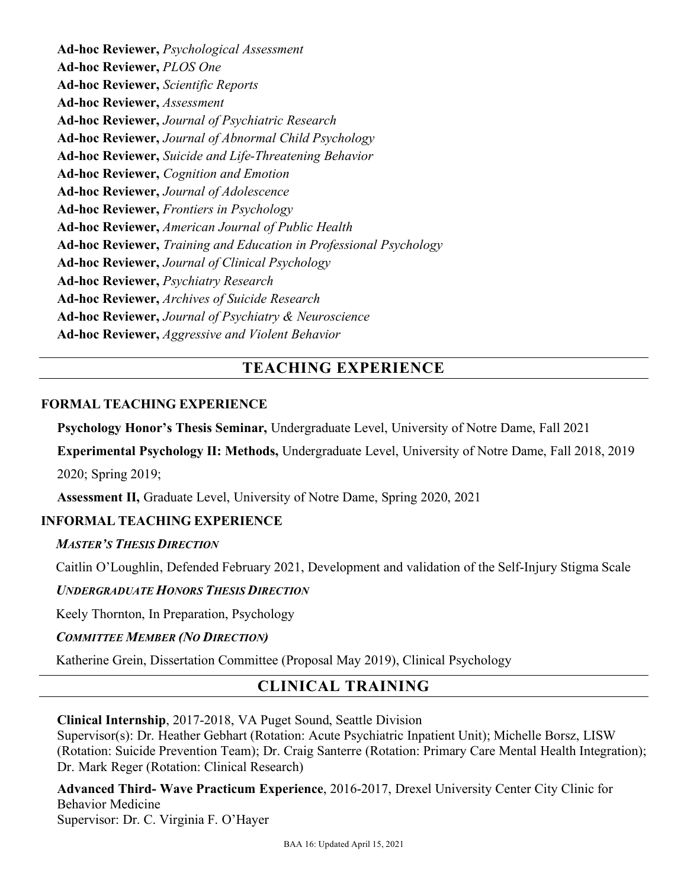**Ad-hoc Reviewer,** *Psychological Assessment*
**Ad-hoc Reviewer,** *PLOS One*
**Ad-hoc Reviewer,** *Scientific Reports*
**Ad-hoc Reviewer,** *Assessment*
**Ad-hoc Reviewer,** *Journal of Psychiatric Research*
**Ad-hoc Reviewer,** *Journal of Abnormal Child Psychology*
**Ad-hoc Reviewer,** *Suicide and Life-Threatening Behavior*
**Ad-hoc Reviewer,** *Cognition and Emotion*
**Ad-hoc Reviewer,** *Journal of Adolescence*
**Ad-hoc Reviewer,** *Frontiers in Psychology*
**Ad-hoc Reviewer,** *American Journal of Public Health*
**Ad-hoc Reviewer,** *Training and Education in Professional Psychology*
**Ad-hoc Reviewer,** *Journal of Clinical Psychology*
**Ad-hoc Reviewer,** *Psychiatry Research*
**Ad-hoc Reviewer,** *Archives of Suicide Research*
**Ad-hoc Reviewer,** *Journal of Psychiatry & Neuroscience*
**Ad-hoc Reviewer,** *Aggressive and Violent Behavior*

## TEACHING EXPERIENCE

### FORMAL TEACHING EXPERIENCE

**Psychology Honor's Thesis Seminar,** Undergraduate Level, University of Notre Dame, Fall 2021

**Experimental Psychology II: Methods,** Undergraduate Level, University of Notre Dame, Fall 2018, 2019 2020; Spring 2019;

**Assessment II,** Graduate Level, University of Notre Dame, Spring 2020, 2021

### INFORMAL TEACHING EXPERIENCE

***MASTER'S THESIS DIRECTION***

Caitlin O'Loughlin, Defended February 2021, Development and validation of the Self-Injury Stigma Scale

***UNDERGRADUATE HONORS THESIS DIRECTION***

Keely Thornton, In Preparation, Psychology

***COMMITTEE MEMBER (NO DIRECTION)***

Katherine Grein, Dissertation Committee (Proposal May 2019), Clinical Psychology

## CLINICAL TRAINING

**Clinical Internship**, 2017-2018, VA Puget Sound, Seattle Division
Supervisor(s): Dr. Heather Gebhart (Rotation: Acute Psychiatric Inpatient Unit); Michelle Borsz, LISW (Rotation: Suicide Prevention Team); Dr. Craig Santerre (Rotation: Primary Care Mental Health Integration); Dr. Mark Reger (Rotation: Clinical Research)

**Advanced Third- Wave Practicum Experience**, 2016-2017, Drexel University Center City Clinic for Behavior Medicine
Supervisor: Dr. C. Virginia F. O'Hayer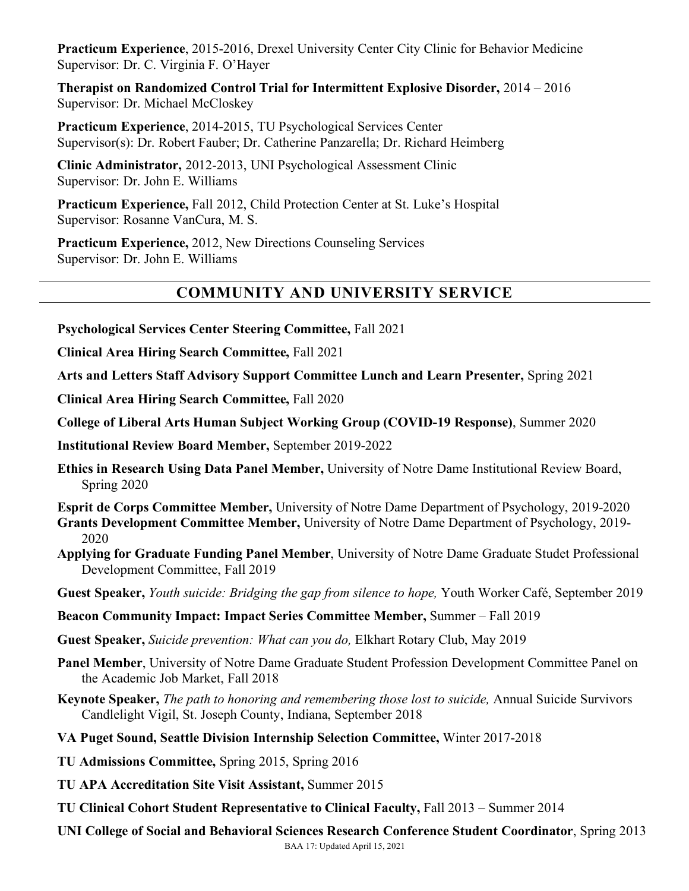**Practicum Experience**, 2015-2016, Drexel University Center City Clinic for Behavior Medicine
Supervisor: Dr. C. Virginia F. O'Hayer

**Therapist on Randomized Control Trial for Intermittent Explosive Disorder,** 2014 – 2016
Supervisor: Dr. Michael McCloskey

**Practicum Experience**, 2014-2015, TU Psychological Services Center
Supervisor(s): Dr. Robert Fauber; Dr. Catherine Panzarella; Dr. Richard Heimberg

**Clinic Administrator,** 2012-2013, UNI Psychological Assessment Clinic
Supervisor: Dr. John E. Williams

**Practicum Experience,** Fall 2012, Child Protection Center at St. Luke's Hospital
Supervisor: Rosanne VanCura, M. S.

**Practicum Experience,** 2012, New Directions Counseling Services
Supervisor: Dr. John E. Williams

## COMMUNITY AND UNIVERSITY SERVICE

**Psychological Services Center Steering Committee,** Fall 2021

**Clinical Area Hiring Search Committee,** Fall 2021

**Arts and Letters Staff Advisory Support Committee Lunch and Learn Presenter,** Spring 2021

**Clinical Area Hiring Search Committee,** Fall 2020

**College of Liberal Arts Human Subject Working Group (COVID-19 Response)**, Summer 2020

**Institutional Review Board Member,** September 2019-2022

**Ethics in Research Using Data Panel Member,** University of Notre Dame Institutional Review Board, Spring 2020

**Esprit de Corps Committee Member,** University of Notre Dame Department of Psychology, 2019-2020

**Grants Development Committee Member,** University of Notre Dame Department of Psychology, 2019-2020

**Applying for Graduate Funding Panel Member**, University of Notre Dame Graduate Studet Professional Development Committee, Fall 2019

**Guest Speaker,** *Youth suicide: Bridging the gap from silence to hope,* Youth Worker Café, September 2019

**Beacon Community Impact: Impact Series Committee Member,** Summer – Fall 2019

**Guest Speaker,** *Suicide prevention: What can you do,* Elkhart Rotary Club, May 2019

**Panel Member**, University of Notre Dame Graduate Student Profession Development Committee Panel on the Academic Job Market, Fall 2018

**Keynote Speaker,** *The path to honoring and remembering those lost to suicide,* Annual Suicide Survivors Candlelight Vigil, St. Joseph County, Indiana, September 2018

**VA Puget Sound, Seattle Division Internship Selection Committee,** Winter 2017-2018

**TU Admissions Committee,** Spring 2015, Spring 2016

**TU APA Accreditation Site Visit Assistant,** Summer 2015

**TU Clinical Cohort Student Representative to Clinical Faculty,** Fall 2013 – Summer 2014

**UNI College of Social and Behavioral Sciences Research Conference Student Coordinator**, Spring 2013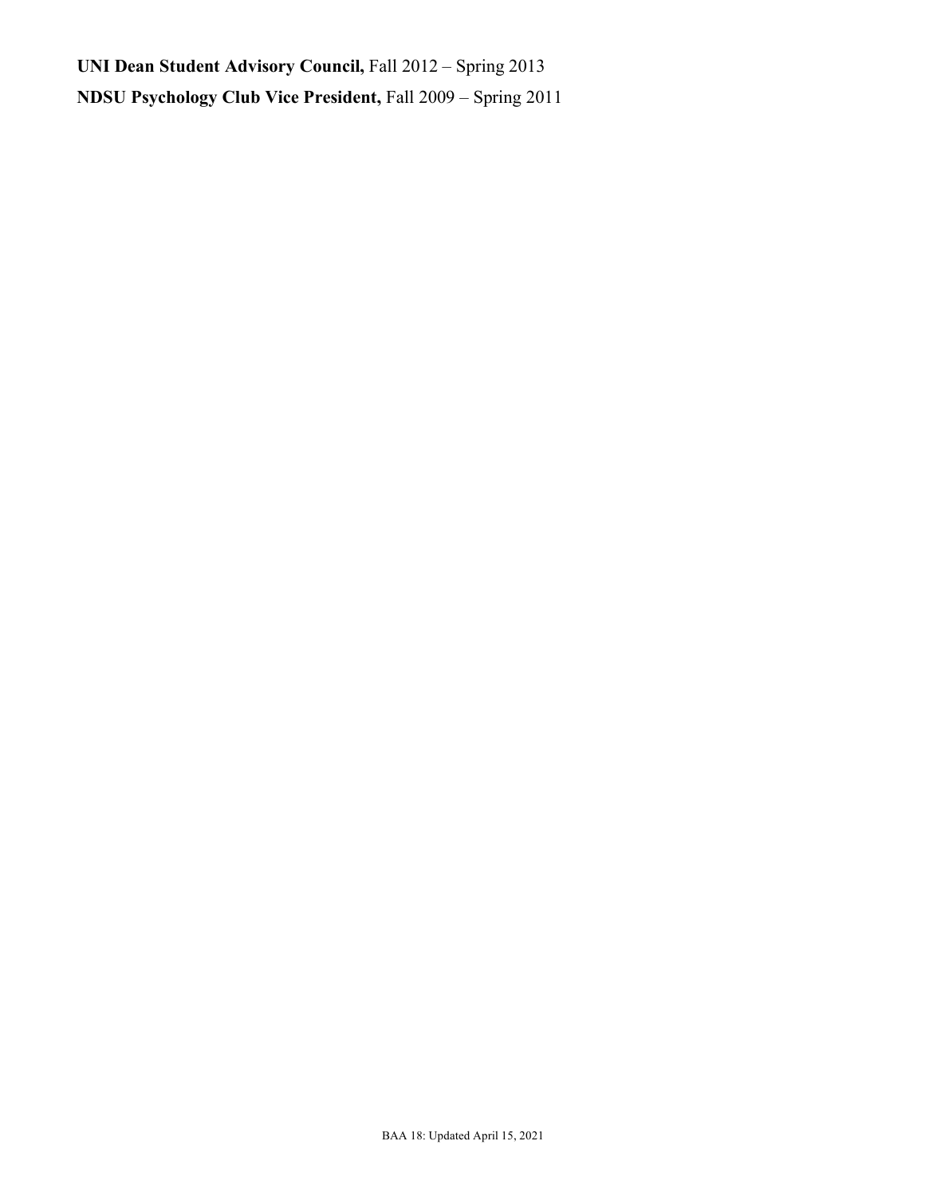**UNI Dean Student Advisory Council,** Fall 2012 – Spring 2013

**NDSU Psychology Club Vice President,** Fall 2009 – Spring 2011